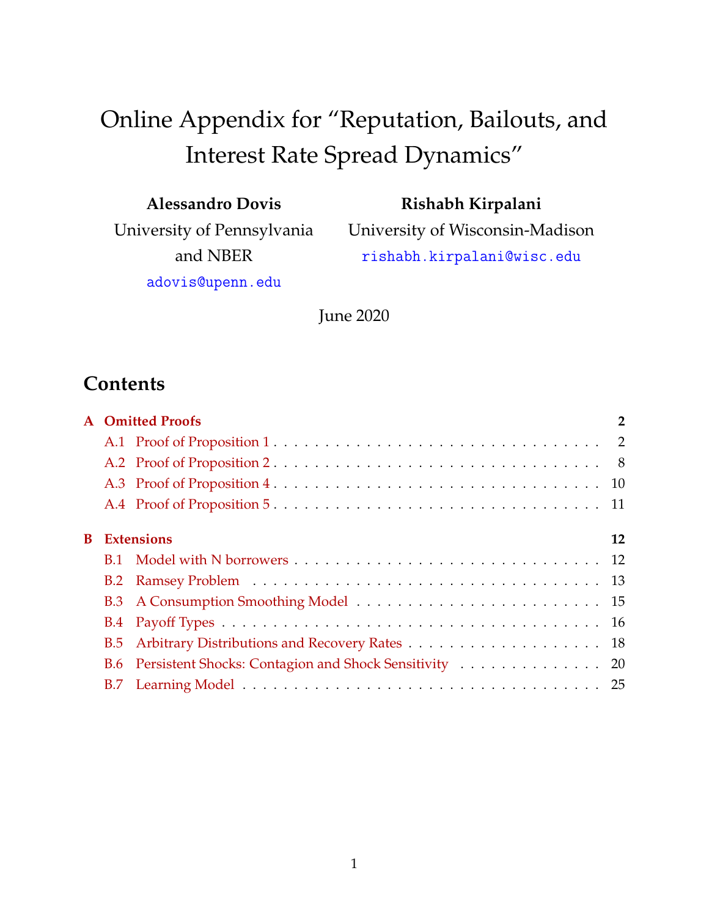# Online Appendix for "Reputation, Bailouts, and Interest Rate Spread Dynamics"

**Alessandro Dovis**
University of Pennsylvania and NBER
adovis@upenn.edu

**Rishabh Kirpalani**
University of Wisconsin-Madison
rishabh.kirpalani@wisc.edu

June 2020

## Contents

**A Omitted Proofs** — 2

- A.1 Proof of Proposition 1 — 2
- A.2 Proof of Proposition 2 — 8
- A.3 Proof of Proposition 4 — 10
- A.4 Proof of Proposition 5 — 11

**B Extensions** — 12

- B.1 Model with N borrowers — 12
- B.2 Ramsey Problem — 13
- B.3 A Consumption Smoothing Model — 15
- B.4 Payoff Types — 16
- B.5 Arbitrary Distributions and Recovery Rates — 18
- B.6 Persistent Shocks: Contagion and Shock Sensitivity — 20
- B.7 Learning Model — 25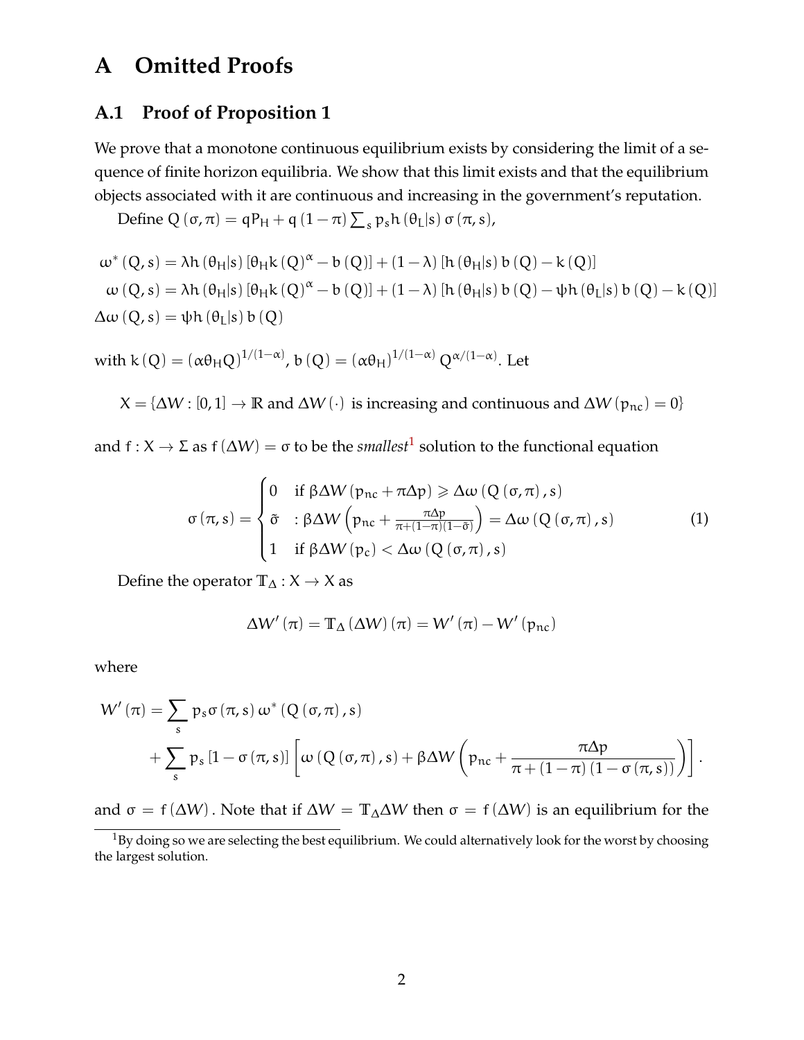# A Omitted Proofs

## A.1 Proof of Proposition 1

We prove that a monotone continuous equilibrium exists by considering the limit of a sequence of finite horizon equilibria. We show that this limit exists and that the equilibrium objects associated with it are continuous and increasing in the government's reputation.

Define $Q(\sigma, \pi) = qP_H + q(1-\pi)\sum_s p_s h(\theta_L|s)\sigma(\pi, s)$,

$$
\begin{aligned}
\omega^*(Q,s) &= \lambda h(\theta_H|s)\left[\theta_H k(Q)^\alpha - b(Q)\right] + (1-\lambda)\left[h(\theta_H|s)b(Q) - k(Q)\right] \\
\omega(Q,s) &= \lambda h(\theta_H|s)\left[\theta_H k(Q)^\alpha - b(Q)\right] + (1-\lambda)\left[h(\theta_H|s)b(Q) - \psi h(\theta_L|s)b(Q) - k(Q)\right] \\
\Delta\omega(Q,s) &= \psi h(\theta_L|s)b(Q)
\end{aligned}
$$

with $k(Q) = (\alpha\theta_H Q)^{1/(1-\alpha)}$, $b(Q) = (\alpha\theta_H)^{1/(1-\alpha)} Q^{\alpha/(1-\alpha)}$. Let

$$X = \{\Delta W : [0,1] \to \mathbb{R} \text{ and } \Delta W(\cdot) \text{ is increasing and continuous and } \Delta W(p_{nc}) = 0\}$$

and $f : X \to \Sigma$ as $f(\Delta W) = \sigma$ to be the *smallest*[1] solution to the functional equation

$$
\sigma(\pi, s) = \begin{cases} 0 & \text{if } \beta\Delta W(p_{nc} + \pi\Delta p) \geqslant \Delta\omega(Q(\sigma,\pi), s) \\ \tilde{\sigma} & : \beta\Delta W\left(p_{nc} + \frac{\pi\Delta p}{\pi + (1-\pi)(1-\tilde{\sigma})}\right) = \Delta\omega(Q(\sigma,\pi), s) \\ 1 & \text{if } \beta\Delta W(p_c) < \Delta\omega(Q(\sigma,\pi), s) \end{cases} \tag{1}
$$

Define the operator $\mathbb{T}_\Delta : X \to X$ as

$$\Delta W'(\pi) = \mathbb{T}_\Delta(\Delta W)(\pi) = W'(\pi) - W'(p_{nc})$$

where

$$
\begin{aligned}
W'(\pi) = &\sum_s p_s \sigma(\pi, s)\,\omega^*(Q(\sigma,\pi), s) \\
&+ \sum_s p_s\left[1 - \sigma(\pi, s)\right]\left[\omega(Q(\sigma,\pi), s) + \beta\Delta W\left(p_{nc} + \frac{\pi\Delta p}{\pi + (1-\pi)(1-\sigma(\pi,s))}\right)\right].
\end{aligned}
$$

and $\sigma = f(\Delta W)$. Note that if $\Delta W = \mathbb{T}_\Delta \Delta W$ then $\sigma = f(\Delta W)$ is an equilibrium for the

[1] By doing so we are selecting the best equilibrium. We could alternatively look for the worst by choosing the largest solution.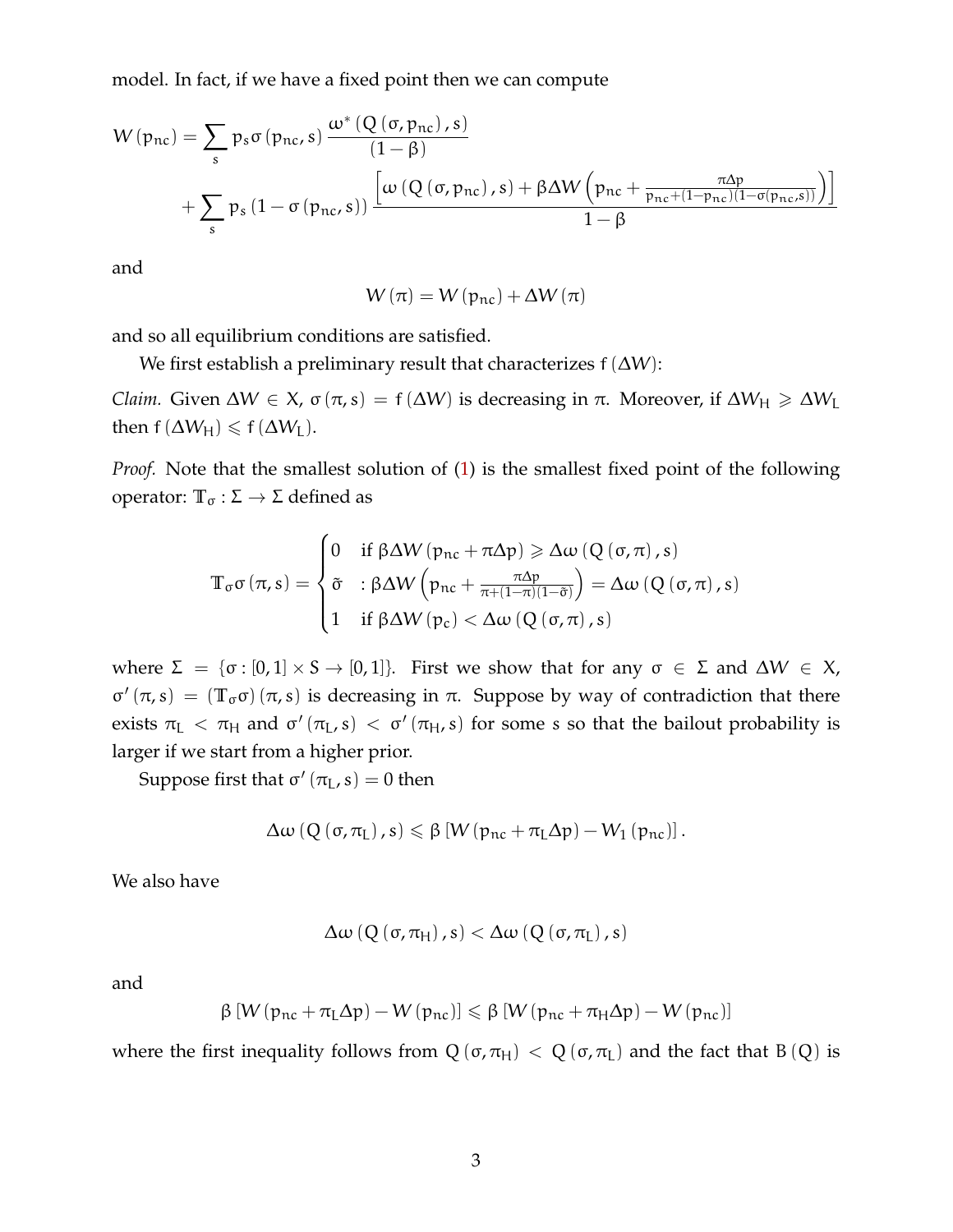model. In fact, if we have a fixed point then we can compute

$$W(p_{nc}) = \sum_s p_s \sigma(p_{nc}, s) \frac{\omega^*(Q(\sigma, p_{nc}), s)}{(1-\beta)}$$
$$+ \sum_s p_s (1 - \sigma(p_{nc}, s)) \frac{\left[\omega(Q(\sigma, p_{nc}), s) + \beta \Delta W\left(p_{nc} + \frac{\pi \Delta p}{p_{nc} + (1-p_{nc})(1-\sigma(p_{nc}, s))}\right)\right]}{1-\beta}$$

and

$$W(\pi) = W(p_{nc}) + \Delta W(\pi)$$

and so all equilibrium conditions are satisfied.

We first establish a preliminary result that characterizes $f(\Delta W)$:

*Claim.* Given $\Delta W \in X$, $\sigma(\pi, s) = f(\Delta W)$ is decreasing in $\pi$. Moreover, if $\Delta W_H \geqslant \Delta W_L$ then $f(\Delta W_H) \leqslant f(\Delta W_L)$.

*Proof.* Note that the smallest solution of (1) is the smallest fixed point of the following operator: $\mathbb{T}_\sigma : \Sigma \to \Sigma$ defined as

$$\mathbb{T}_\sigma \sigma(\pi, s) = \begin{cases} 0 & \text{if } \beta \Delta W(p_{nc} + \pi \Delta p) \geqslant \Delta \omega(Q(\sigma, \pi), s) \\ \tilde{\sigma} & : \beta \Delta W\left(p_{nc} + \frac{\pi \Delta p}{\pi + (1-\pi)(1-\tilde{\sigma})}\right) = \Delta \omega(Q(\sigma, \pi), s) \\ 1 & \text{if } \beta \Delta W(p_c) < \Delta \omega(Q(\sigma, \pi), s) \end{cases}$$

where $\Sigma = \{\sigma : [0,1] \times S \to [0,1]\}$. First we show that for any $\sigma \in \Sigma$ and $\Delta W \in X$, $\sigma'(\pi, s) = (\mathbb{T}_\sigma \sigma)(\pi, s)$ is decreasing in $\pi$. Suppose by way of contradiction that there exists $\pi_L < \pi_H$ and $\sigma'(\pi_L, s) < \sigma'(\pi_H, s)$ for some $s$ so that the bailout probability is larger if we start from a higher prior.

Suppose first that $\sigma'(\pi_L, s) = 0$ then

$$\Delta \omega(Q(\sigma, \pi_L), s) \leqslant \beta [W(p_{nc} + \pi_L \Delta p) - W_1(p_{nc})].$$

We also have

$$\Delta \omega(Q(\sigma, \pi_H), s) < \Delta \omega(Q(\sigma, \pi_L), s)$$

and

$$\beta [W(p_{nc} + \pi_L \Delta p) - W(p_{nc})] \leqslant \beta [W(p_{nc} + \pi_H \Delta p) - W(p_{nc})]$$

where the first inequality follows from $Q(\sigma, \pi_H) < Q(\sigma, \pi_L)$ and the fact that $B(Q)$ is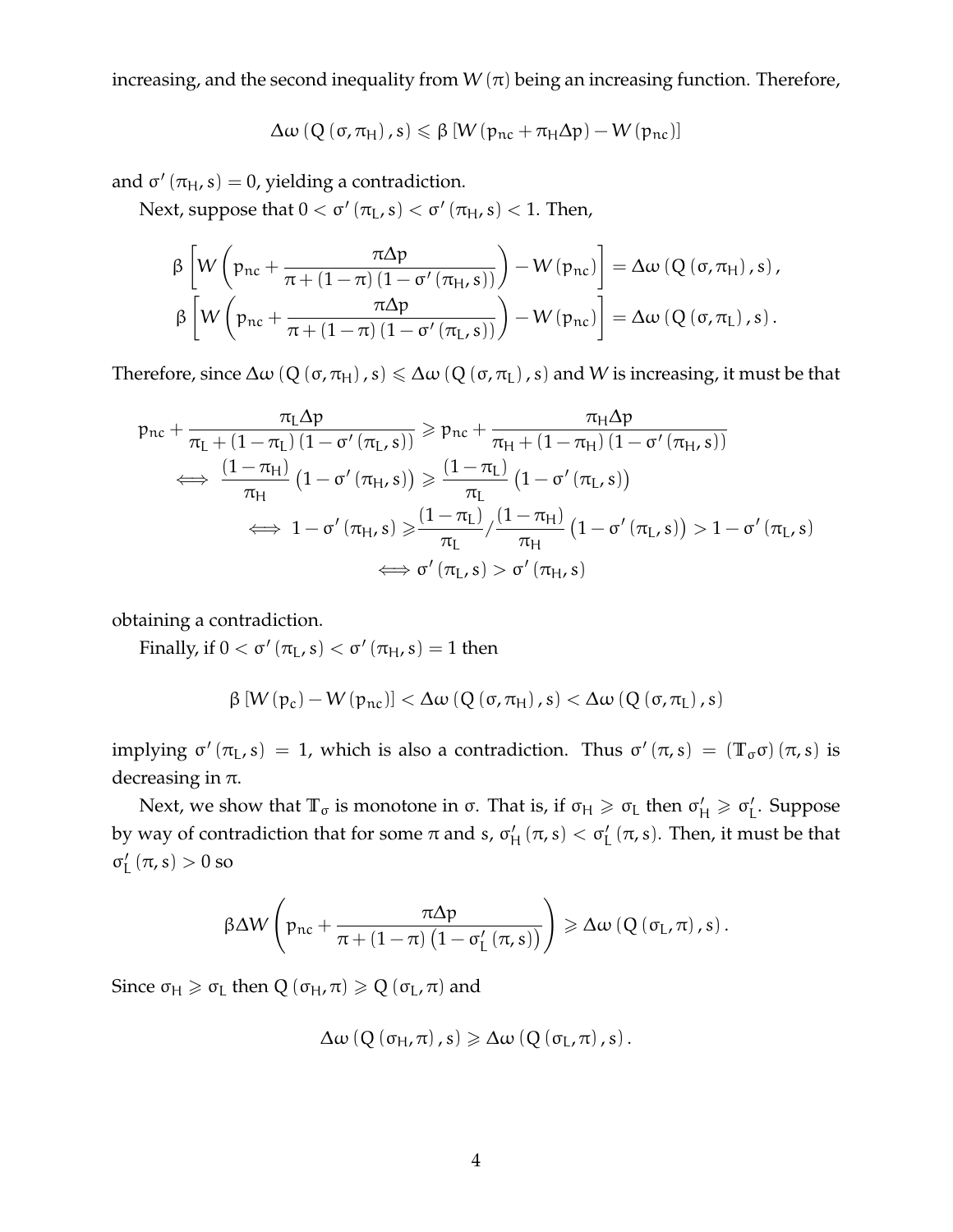increasing, and the second inequality from $W(\pi)$ being an increasing function. Therefore,

$$\Delta\omega\left(Q\left(\sigma,\pi_{H}\right),s\right) \leqslant \beta\left[W\left(p_{nc}+\pi_{H}\Delta p\right)-W\left(p_{nc}\right)\right]$$

and $\sigma'\left(\pi_{H},s\right)=0$, yielding a contradiction.

Next, suppose that $0<\sigma'\left(\pi_{L},s\right)<\sigma'\left(\pi_{H},s\right)<1$. Then,

$$\beta\left[W\left(p_{nc}+\frac{\pi\Delta p}{\pi+(1-\pi)\left(1-\sigma'\left(\pi_{H},s\right)\right)}\right)-W\left(p_{nc}\right)\right]=\Delta\omega\left(Q\left(\sigma,\pi_{H}\right),s\right),$$
$$\beta\left[W\left(p_{nc}+\frac{\pi\Delta p}{\pi+(1-\pi)\left(1-\sigma'\left(\pi_{L},s\right)\right)}\right)-W\left(p_{nc}\right)\right]=\Delta\omega\left(Q\left(\sigma,\pi_{L}\right),s\right).$$

Therefore, since $\Delta\omega\left(Q\left(\sigma,\pi_{H}\right),s\right)\leqslant\Delta\omega\left(Q\left(\sigma,\pi_{L}\right),s\right)$ and $W$ is increasing, it must be that

$$\begin{aligned}
p_{nc}+\frac{\pi_{L}\Delta p}{\pi_{L}+\left(1-\pi_{L}\right)\left(1-\sigma'\left(\pi_{L},s\right)\right)} &\geqslant p_{nc}+\frac{\pi_{H}\Delta p}{\pi_{H}+\left(1-\pi_{H}\right)\left(1-\sigma'\left(\pi_{H},s\right)\right)}\\
\iff \frac{\left(1-\pi_{H}\right)}{\pi_{H}}\left(1-\sigma'\left(\pi_{H},s\right)\right) &\geqslant \frac{\left(1-\pi_{L}\right)}{\pi_{L}}\left(1-\sigma'\left(\pi_{L},s\right)\right)\\
\iff 1-\sigma'\left(\pi_{H},s\right) &\geqslant \frac{\left(1-\pi_{L}\right)}{\pi_{L}}\Big/\frac{\left(1-\pi_{H}\right)}{\pi_{H}}\left(1-\sigma'\left(\pi_{L},s\right)\right)>1-\sigma'\left(\pi_{L},s\right)\\
&\iff \sigma'\left(\pi_{L},s\right)>\sigma'\left(\pi_{H},s\right)
\end{aligned}$$

obtaining a contradiction.

Finally, if $0<\sigma'\left(\pi_{L},s\right)<\sigma'\left(\pi_{H},s\right)=1$ then

$$\beta\left[W\left(p_{c}\right)-W\left(p_{nc}\right)\right]<\Delta\omega\left(Q\left(\sigma,\pi_{H}\right),s\right)<\Delta\omega\left(Q\left(\sigma,\pi_{L}\right),s\right)$$

implying $\sigma'\left(\pi_{L},s\right)=1$, which is also a contradiction. Thus $\sigma'(\pi,s)=\left(\mathbb{T}_{\sigma}\sigma\right)(\pi,s)$ is decreasing in $\pi$.

Next, we show that $\mathbb{T}_{\sigma}$ is monotone in $\sigma$. That is, if $\sigma_{H}\geqslant\sigma_{L}$ then $\sigma_{H}'\geqslant\sigma_{L}'$. Suppose by way of contradiction that for some $\pi$ and $s$, $\sigma_{H}'(\pi,s)<\sigma_{L}'(\pi,s)$. Then, it must be that $\sigma_{L}'(\pi,s)>0$ so

$$\beta\Delta W\left(p_{nc}+\frac{\pi\Delta p}{\pi+(1-\pi)\left(1-\sigma_{L}'(\pi,s)\right)}\right)\geqslant\Delta\omega\left(Q\left(\sigma_{L},\pi\right),s\right).$$

Since $\sigma_{H}\geqslant\sigma_{L}$ then $Q\left(\sigma_{H},\pi\right)\geqslant Q\left(\sigma_{L},\pi\right)$ and

$$\Delta\omega\left(Q\left(\sigma_{H},\pi\right),s\right)\geqslant\Delta\omega\left(Q\left(\sigma_{L},\pi\right),s\right).$$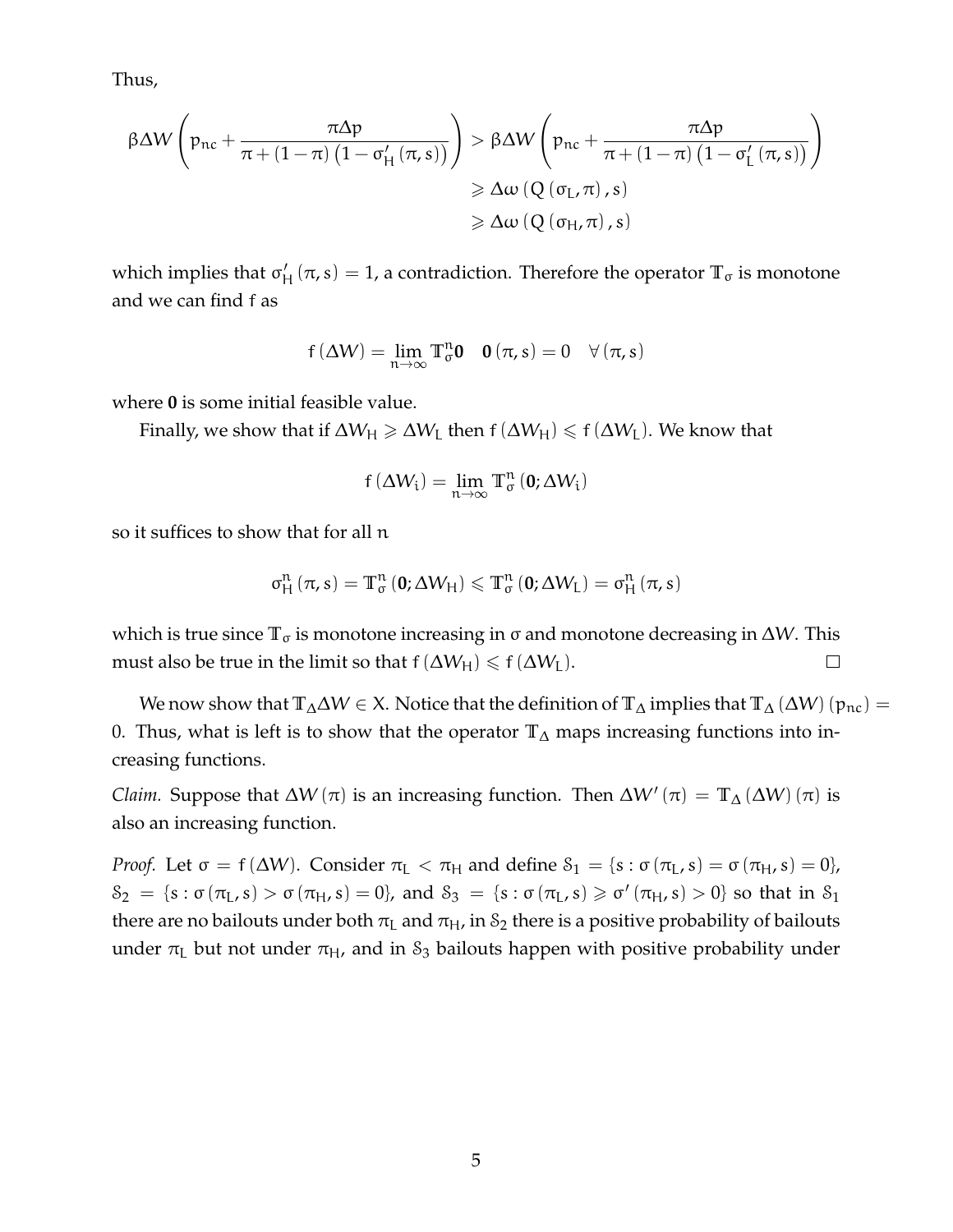Thus,

$$\beta \Delta W\left(p_{nc}+\frac{\pi \Delta p}{\pi+(1-\pi)\left(1-\sigma_H'(\pi,s)\right)}\right) > \beta \Delta W\left(p_{nc}+\frac{\pi \Delta p}{\pi+(1-\pi)\left(1-\sigma_L'(\pi,s)\right)}\right)$$
$$\geqslant \Delta\omega\left(Q\left(\sigma_L,\pi\right),s\right)$$
$$\geqslant \Delta\omega\left(Q\left(\sigma_H,\pi\right),s\right)$$

which implies that $\sigma_H'(\pi,s)=1$, a contradiction. Therefore the operator $\mathbb{T}_\sigma$ is monotone and we can find f as

$$f(\Delta W)=\lim_{n\to\infty}\mathbb{T}_\sigma^n \mathbf{0} \quad \mathbf{0}(\pi,s)=0 \quad \forall(\pi,s)$$

where **0** is some initial feasible value.

Finally, we show that if $\Delta W_H \geqslant \Delta W_L$ then $f(\Delta W_H)\leqslant f(\Delta W_L)$. We know that

$$f(\Delta W_i)=\lim_{n\to\infty}\mathbb{T}_\sigma^n(\mathbf{0};\Delta W_i)$$

so it suffices to show that for all $n$

$$\sigma_H^n(\pi,s)=\mathbb{T}_\sigma^n(\mathbf{0};\Delta W_H)\leqslant \mathbb{T}_\sigma^n(\mathbf{0};\Delta W_L)=\sigma_H^n(\pi,s)$$

which is true since $\mathbb{T}_\sigma$ is monotone increasing in $\sigma$ and monotone decreasing in $\Delta W$. This must also be true in the limit so that $f(\Delta W_H)\leqslant f(\Delta W_L)$. □

We now show that $\mathbb{T}_\Delta \Delta W \in X$. Notice that the definition of $\mathbb{T}_\Delta$ implies that $\mathbb{T}_\Delta(\Delta W)(p_{nc})=0$. Thus, what is left is to show that the operator $\mathbb{T}_\Delta$ maps increasing functions into increasing functions.

*Claim.* Suppose that $\Delta W(\pi)$ is an increasing function. Then $\Delta W'(\pi)=\mathbb{T}_\Delta(\Delta W)(\pi)$ is also an increasing function.

*Proof.* Let $\sigma=f(\Delta W)$. Consider $\pi_L<\pi_H$ and define $\mathcal{S}_1=\{s:\sigma(\pi_L,s)=\sigma(\pi_H,s)=0\}$, $\mathcal{S}_2=\{s:\sigma(\pi_L,s)>\sigma(\pi_H,s)=0\}$, and $\mathcal{S}_3=\{s:\sigma(\pi_L,s)\geqslant\sigma'(\pi_H,s)>0\}$ so that in $\mathcal{S}_1$ there are no bailouts under both $\pi_L$ and $\pi_H$, in $\mathcal{S}_2$ there is a positive probability of bailouts under $\pi_L$ but not under $\pi_H$, and in $\mathcal{S}_3$ bailouts happen with positive probability under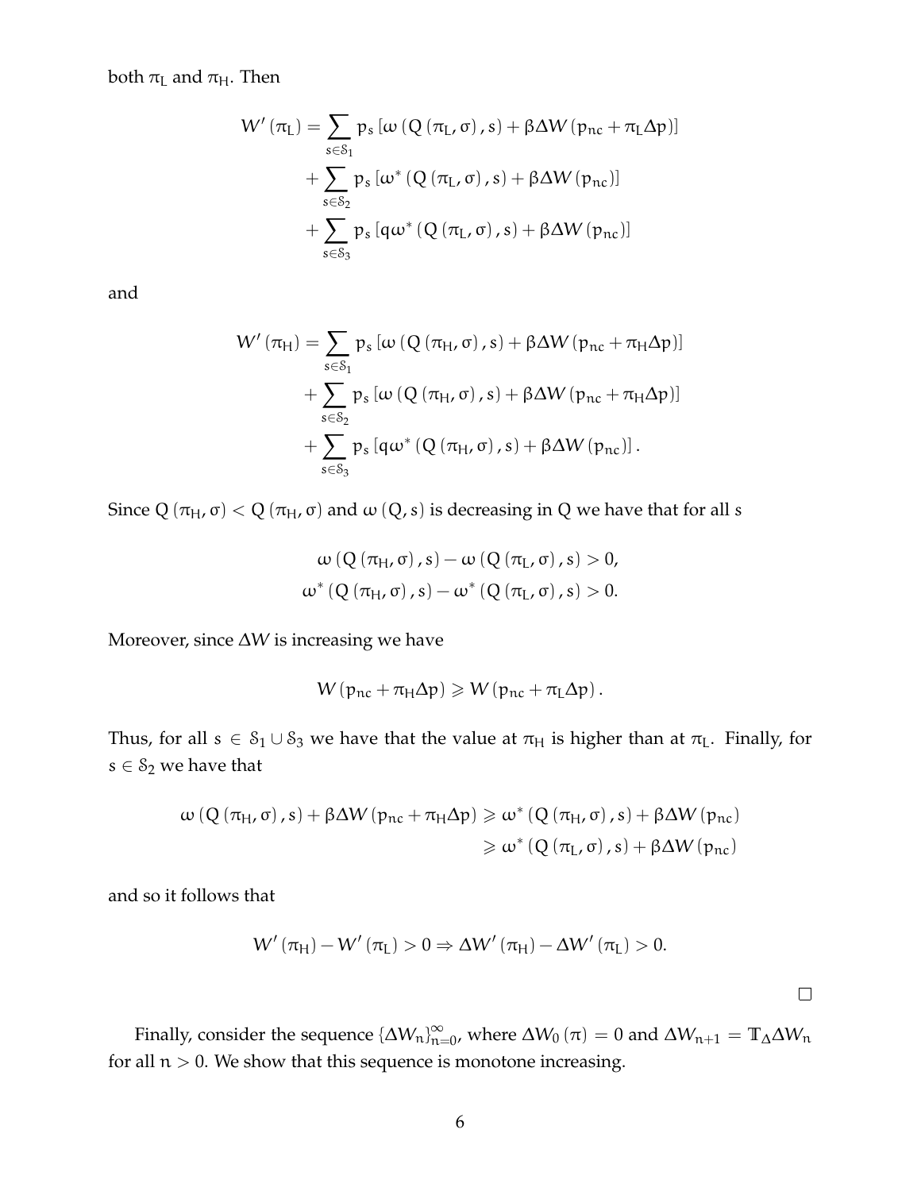both $\pi_L$ and $\pi_H$. Then

$$
\begin{aligned}
W'(\pi_L) = & \sum_{s \in \mathcal{S}_1} p_s \left[\omega\left(Q\left(\pi_L, \sigma\right), s\right) + \beta \Delta W\left(p_{nc} + \pi_L \Delta p\right)\right] \\
& + \sum_{s \in \mathcal{S}_2} p_s \left[\omega^*\left(Q\left(\pi_L, \sigma\right), s\right) + \beta \Delta W\left(p_{nc}\right)\right] \\
& + \sum_{s \in \mathcal{S}_3} p_s \left[q\omega^*\left(Q\left(\pi_L, \sigma\right), s\right) + \beta \Delta W\left(p_{nc}\right)\right]
\end{aligned}
$$

and

$$
\begin{aligned}
W'(\pi_H) = & \sum_{s \in \mathcal{S}_1} p_s \left[\omega\left(Q\left(\pi_H, \sigma\right), s\right) + \beta \Delta W\left(p_{nc} + \pi_H \Delta p\right)\right] \\
& + \sum_{s \in \mathcal{S}_2} p_s \left[\omega\left(Q\left(\pi_H, \sigma\right), s\right) + \beta \Delta W\left(p_{nc} + \pi_H \Delta p\right)\right] \\
& + \sum_{s \in \mathcal{S}_3} p_s \left[q\omega^*\left(Q\left(\pi_H, \sigma\right), s\right) + \beta \Delta W\left(p_{nc}\right)\right].
\end{aligned}
$$

Since $Q(\pi_H, \sigma) < Q(\pi_H, \sigma)$ and $\omega(Q, s)$ is decreasing in $Q$ we have that for all $s$

$$
\begin{aligned}
\omega\left(Q\left(\pi_H, \sigma\right), s\right) - \omega\left(Q\left(\pi_L, \sigma\right), s\right) > 0, \\
\omega^*\left(Q\left(\pi_H, \sigma\right), s\right) - \omega^*\left(Q\left(\pi_L, \sigma\right), s\right) > 0.
\end{aligned}
$$

Moreover, since $\Delta W$ is increasing we have

$$
W\left(p_{nc} + \pi_H \Delta p\right) \geqslant W\left(p_{nc} + \pi_L \Delta p\right).
$$

Thus, for all $s \in \mathcal{S}_1 \cup \mathcal{S}_3$ we have that the value at $\pi_H$ is higher than at $\pi_L$. Finally, for $s \in \mathcal{S}_2$ we have that

$$
\begin{aligned}
\omega\left(Q\left(\pi_H, \sigma\right), s\right) + \beta \Delta W\left(p_{nc} + \pi_H \Delta p\right) & \geqslant \omega^*\left(Q\left(\pi_H, \sigma\right), s\right) + \beta \Delta W\left(p_{nc}\right) \\
& \geqslant \omega^*\left(Q\left(\pi_L, \sigma\right), s\right) + \beta \Delta W\left(p_{nc}\right)
\end{aligned}
$$

and so it follows that

$$
W'(\pi_H) - W'(\pi_L) > 0 \Rightarrow \Delta W'(\pi_H) - \Delta W'(\pi_L) > 0.
$$

□

Finally, consider the sequence $\{\Delta W_n\}_{n=0}^{\infty}$, where $\Delta W_0(\pi) = 0$ and $\Delta W_{n+1} = \mathbb{T}_\Delta \Delta W_n$ for all $n > 0$. We show that this sequence is monotone increasing.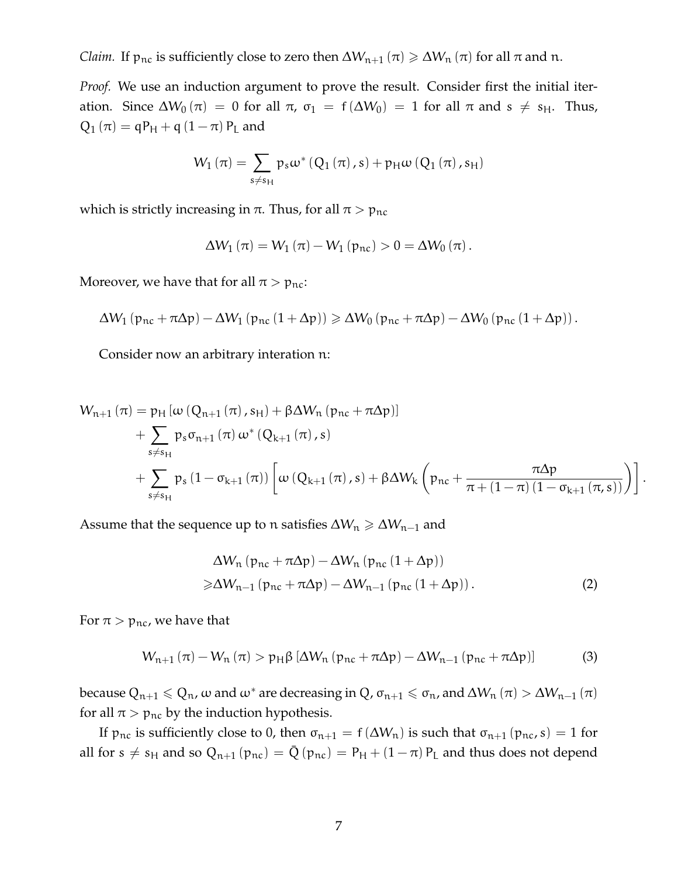*Claim.* If $p_{nc}$ is sufficiently close to zero then $\Delta W_{n+1}(\pi) \geqslant \Delta W_n(\pi)$ for all $\pi$ and $n$.

*Proof.* We use an induction argument to prove the result. Consider first the initial iteration. Since $\Delta W_0(\pi) = 0$ for all $\pi$, $\sigma_1 = f(\Delta W_0) = 1$ for all $\pi$ and $s \neq s_H$. Thus, $Q_1(\pi) = qP_H + q(1-\pi)P_L$ and

$$W_1(\pi) = \sum_{s \neq s_H} p_s \omega^* (Q_1(\pi), s) + p_H \omega(Q_1(\pi), s_H)$$

which is strictly increasing in $\pi$. Thus, for all $\pi > p_{nc}$

$$\Delta W_1(\pi) = W_1(\pi) - W_1(p_{nc}) > 0 = \Delta W_0(\pi).$$

Moreover, we have that for all $\pi > p_{nc}$:

$$\Delta W_1(p_{nc} + \pi \Delta p) - \Delta W_1(p_{nc}(1 + \Delta p)) \geqslant \Delta W_0(p_{nc} + \pi \Delta p) - \Delta W_0(p_{nc}(1 + \Delta p)).$$

Consider now an arbitrary interation $n$:

$$\begin{aligned}
W_{n+1}(\pi) = &\; p_H [\omega(Q_{n+1}(\pi), s_H) + \beta \Delta W_n(p_{nc} + \pi \Delta p)] \\
&+ \sum_{s \neq s_H} p_s \sigma_{n+1}(\pi) \omega^* (Q_{k+1}(\pi), s) \\
&+ \sum_{s \neq s_H} p_s (1 - \sigma_{k+1}(\pi)) \left[ \omega(Q_{k+1}(\pi), s) + \beta \Delta W_k \left( p_{nc} + \frac{\pi \Delta p}{\pi + (1-\pi)(1 - \sigma_{k+1}(\pi, s))} \right) \right].
\end{aligned}$$

Assume that the sequence up to $n$ satisfies $\Delta W_n \geqslant \Delta W_{n-1}$ and

$$\begin{aligned}
&\Delta W_n(p_{nc} + \pi \Delta p) - \Delta W_n(p_{nc}(1 + \Delta p)) \\
\geqslant &\Delta W_{n-1}(p_{nc} + \pi \Delta p) - \Delta W_{n-1}(p_{nc}(1 + \Delta p)).
\end{aligned} \tag{2}$$

For $\pi > p_{nc}$, we have that

$$W_{n+1}(\pi) - W_n(\pi) > p_H \beta [\Delta W_n(p_{nc} + \pi \Delta p) - \Delta W_{n-1}(p_{nc} + \pi \Delta p)] \tag{3}$$

because $Q_{n+1} \leqslant Q_n$, $\omega$ and $\omega^*$ are decreasing in $Q$, $\sigma_{n+1} \leqslant \sigma_n$, and $\Delta W_n(\pi) > \Delta W_{n-1}(\pi)$ for all $\pi > p_{nc}$ by the induction hypothesis.

If $p_{nc}$ is sufficiently close to 0, then $\sigma_{n+1} = f(\Delta W_n)$ is such that $\sigma_{n+1}(p_{nc}, s) = 1$ for all for $s \neq s_H$ and so $Q_{n+1}(p_{nc}) = \bar{Q}(p_{nc}) = P_H + (1-\pi) P_L$ and thus does not depend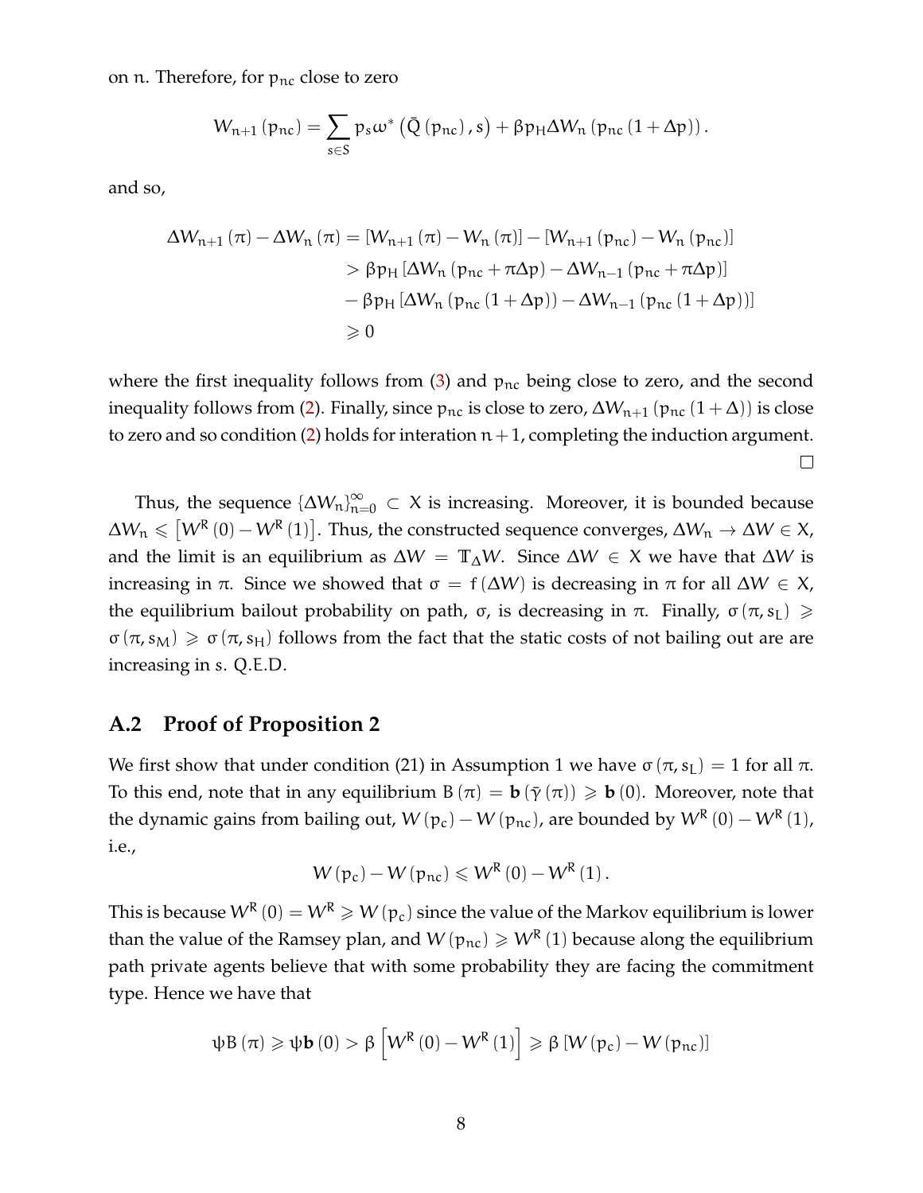on $n$. Therefore, for $p_{nc}$ close to zero

$$W_{n+1}(p_{nc}) = \sum_{s \in S} p_s \omega^* \left( \bar{Q}(p_{nc}), s \right) + \beta p_H \Delta W_n \left( p_{nc} (1 + \Delta p) \right).$$

and so,

$$\begin{aligned}
\Delta W_{n+1}(\pi) - \Delta W_n(\pi) &= [W_{n+1}(\pi) - W_n(\pi)] - [W_{n+1}(p_{nc}) - W_n(p_{nc})] \\
&> \beta p_H [\Delta W_n (p_{nc} + \pi \Delta p) - \Delta W_{n-1} (p_{nc} + \pi \Delta p)] \\
&\quad - \beta p_H [\Delta W_n (p_{nc} (1 + \Delta p)) - \Delta W_{n-1} (p_{nc} (1 + \Delta p))] \\
&\geqslant 0
\end{aligned}$$

where the first inequality follows from (3) and $p_{nc}$ being close to zero, and the second inequality follows from (2). Finally, since $p_{nc}$ is close to zero, $\Delta W_{n+1}(p_{nc}(1+\Delta))$ is close to zero and so condition (2) holds for interation $n+1$, completing the induction argument. □

Thus, the sequence $\{\Delta W_n\}_{n=0}^{\infty} \subset X$ is increasing. Moreover, it is bounded because $\Delta W_n \leqslant \left[ W^R(0) - W^R(1) \right]$. Thus, the constructed sequence converges, $\Delta W_n \to \Delta W \in X$, and the limit is an equilibrium as $\Delta W = \mathbb{T}_\Delta W$. Since $\Delta W \in X$ we have that $\Delta W$ is increasing in $\pi$. Since we showed that $\sigma = f(\Delta W)$ is decreasing in $\pi$ for all $\Delta W \in X$, the equilibrium bailout probability on path, $\sigma$, is decreasing in $\pi$. Finally, $\sigma(\pi, s_L) \geqslant \sigma(\pi, s_M) \geqslant \sigma(\pi, s_H)$ follows from the fact that the static costs of not bailing out are are increasing in $s$. Q.E.D.

## A.2 Proof of Proposition 2

We first show that under condition (21) in Assumption 1 we have $\sigma(\pi, s_L) = 1$ for all $\pi$. To this end, note that in any equilibrium $B(\pi) = \mathbf{b}(\bar{\gamma}(\pi)) \geqslant \mathbf{b}(0)$. Moreover, note that the dynamic gains from bailing out, $W(p_c) - W(p_{nc})$, are bounded by $W^R(0) - W^R(1)$, i.e.,

$$W(p_c) - W(p_{nc}) \leqslant W^R(0) - W^R(1).$$

This is because $W^R(0) = W^R \geqslant W(p_c)$ since the value of the Markov equilibrium is lower than the value of the Ramsey plan, and $W(p_{nc}) \geqslant W^R(1)$ because along the equilibrium path private agents believe that with some probability they are facing the commitment type. Hence we have that

$$\psi B(\pi) \geqslant \psi \mathbf{b}(0) > \beta \left[ W^R(0) - W^R(1) \right] \geqslant \beta [W(p_c) - W(p_{nc})]$$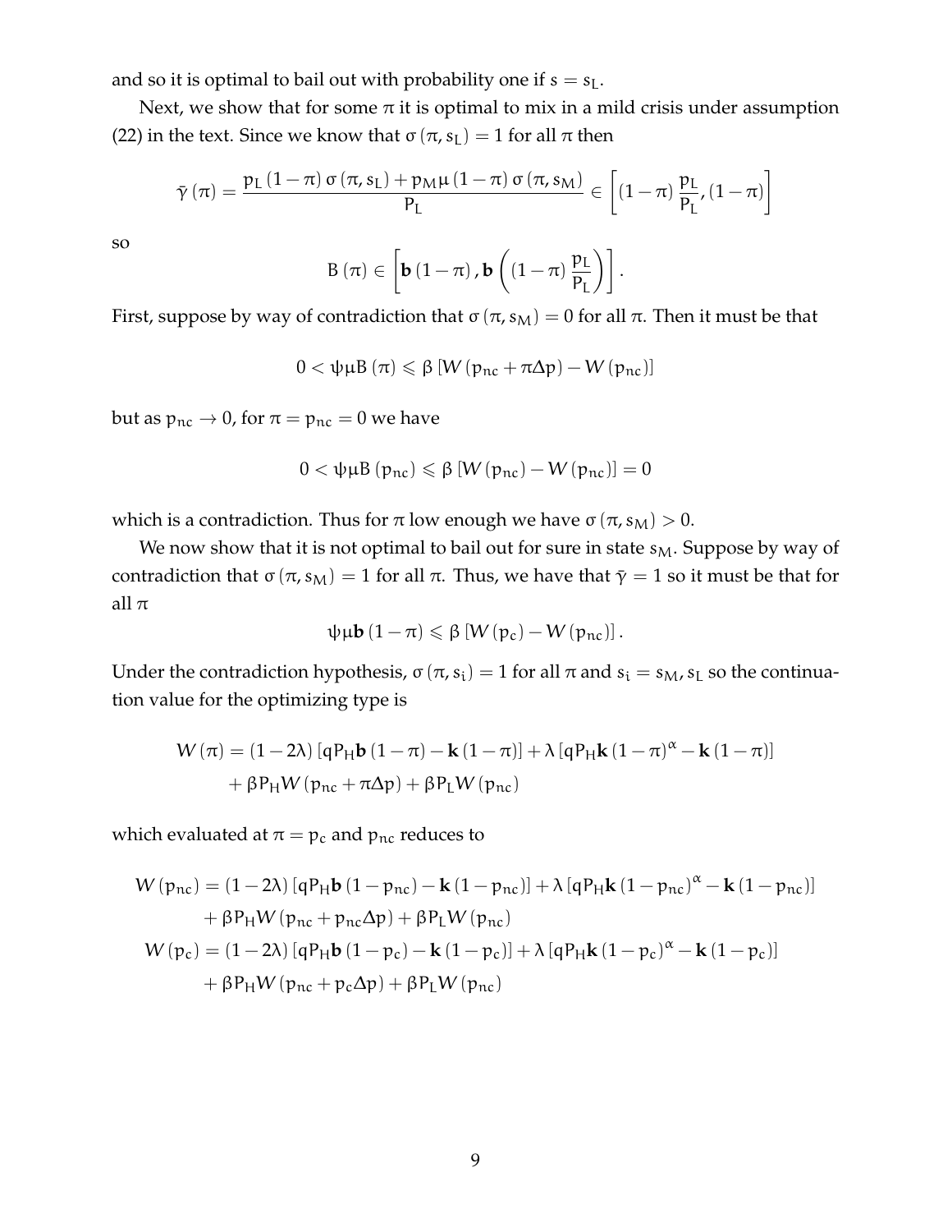and so it is optimal to bail out with probability one if $s = s_L$.

Next, we show that for some $\pi$ it is optimal to mix in a mild crisis under assumption (22) in the text. Since we know that $\sigma(\pi, s_L) = 1$ for all $\pi$ then

$$\bar{\gamma}(\pi) = \frac{p_L(1-\pi)\sigma(\pi, s_L) + p_M\mu(1-\pi)\sigma(\pi, s_M)}{P_L} \in \left[(1-\pi)\frac{p_L}{P_L}, (1-\pi)\right]$$

so

$$B(\pi) \in \left[\mathbf{b}(1-\pi), \mathbf{b}\left((1-\pi)\frac{p_L}{P_L}\right)\right].$$

First, suppose by way of contradiction that $\sigma(\pi, s_M) = 0$ for all $\pi$. Then it must be that

$$0 < \psi\mu B(\pi) \leqslant \beta\left[W(p_{nc} + \pi\Delta p) - W(p_{nc})\right]$$

but as $p_{nc} \to 0$, for $\pi = p_{nc} = 0$ we have

$$0 < \psi\mu B(p_{nc}) \leqslant \beta\left[W(p_{nc}) - W(p_{nc})\right] = 0$$

which is a contradiction. Thus for $\pi$ low enough we have $\sigma(\pi, s_M) > 0$.

We now show that it is not optimal to bail out for sure in state $s_M$. Suppose by way of contradiction that $\sigma(\pi, s_M) = 1$ for all $\pi$. Thus, we have that $\bar{\gamma} = 1$ so it must be that for all $\pi$

$$\psi\mu\mathbf{b}(1-\pi) \leqslant \beta\left[W(p_c) - W(p_{nc})\right].$$

Under the contradiction hypothesis, $\sigma(\pi, s_i) = 1$ for all $\pi$ and $s_i = s_M, s_L$ so the continuation value for the optimizing type is

$$\begin{aligned}
W(\pi) = &(1-2\lambda)\left[qP_H\mathbf{b}(1-\pi) - \mathbf{k}(1-\pi)\right] + \lambda\left[qP_H\mathbf{k}(1-\pi)^{\alpha} - \mathbf{k}(1-\pi)\right] \\
&+ \beta P_H W(p_{nc} + \pi\Delta p) + \beta P_L W(p_{nc})
\end{aligned}$$

which evaluated at $\pi = p_c$ and $p_{nc}$ reduces to

$$\begin{aligned}
W(p_{nc}) = &(1-2\lambda)\left[qP_H\mathbf{b}(1-p_{nc}) - \mathbf{k}(1-p_{nc})\right] + \lambda\left[qP_H\mathbf{k}(1-p_{nc})^{\alpha} - \mathbf{k}(1-p_{nc})\right] \\
&+ \beta P_H W(p_{nc} + p_{nc}\Delta p) + \beta P_L W(p_{nc}) \\
W(p_c) = &(1-2\lambda)\left[qP_H\mathbf{b}(1-p_c) - \mathbf{k}(1-p_c)\right] + \lambda\left[qP_H\mathbf{k}(1-p_c)^{\alpha} - \mathbf{k}(1-p_c)\right] \\
&+ \beta P_H W(p_{nc} + p_c\Delta p) + \beta P_L W(p_{nc})
\end{aligned}$$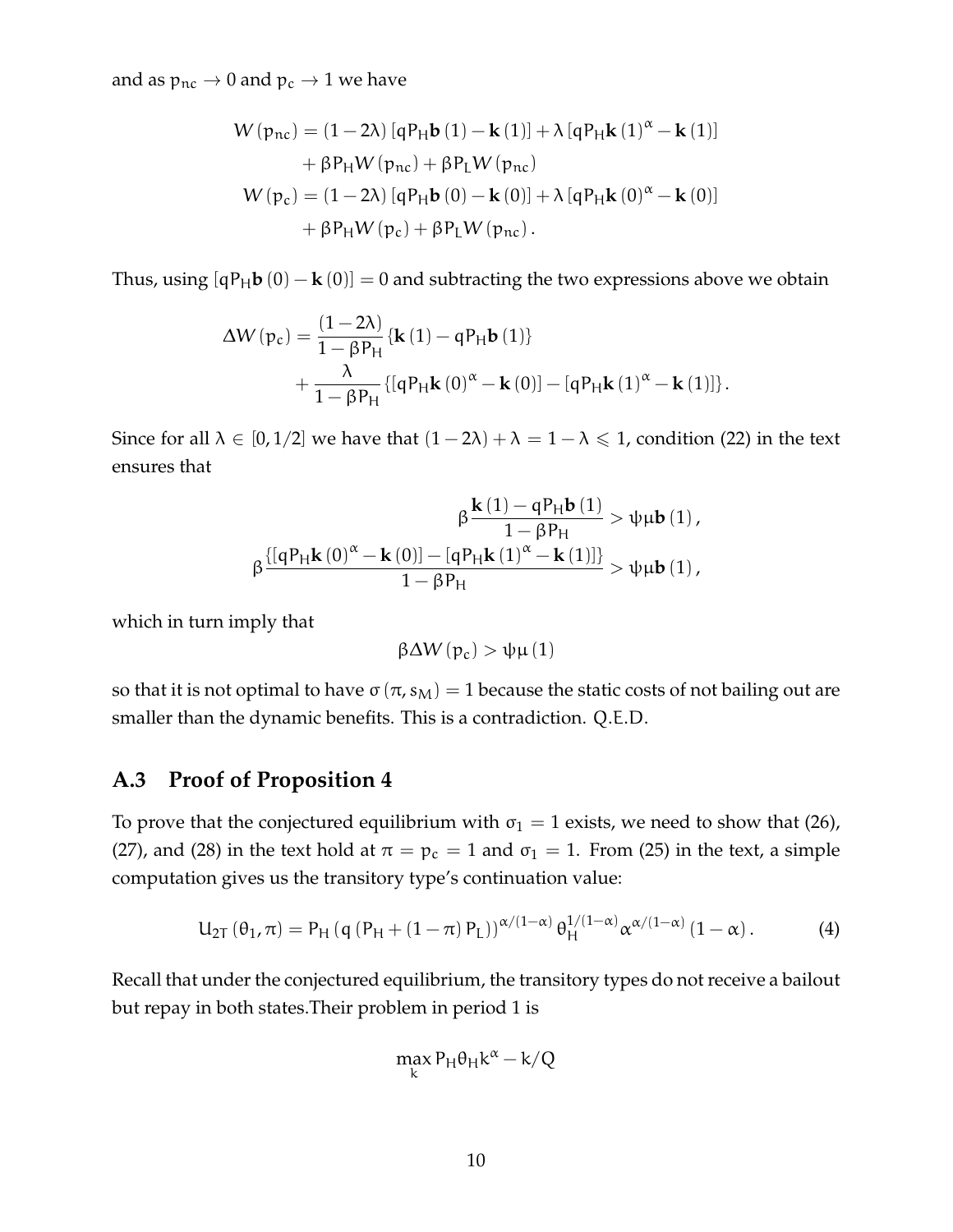and as $p_{nc} \to 0$ and $p_c \to 1$ we have

$$
\begin{aligned}
W(p_{nc}) &= (1-2\lambda)\left[qP_H \mathbf{b}(1) - \mathbf{k}(1)\right] + \lambda\left[qP_H \mathbf{k}(1)^{\alpha} - \mathbf{k}(1)\right] \\
&\quad + \beta P_H W(p_{nc}) + \beta P_L W(p_{nc}) \\
W(p_c) &= (1-2\lambda)\left[qP_H \mathbf{b}(0) - \mathbf{k}(0)\right] + \lambda\left[qP_H \mathbf{k}(0)^{\alpha} - \mathbf{k}(0)\right] \\
&\quad + \beta P_H W(p_c) + \beta P_L W(p_{nc}).
\end{aligned}
$$

Thus, using $\left[qP_H \mathbf{b}(0) - \mathbf{k}(0)\right] = 0$ and subtracting the two expressions above we obtain

$$
\begin{aligned}
\Delta W(p_c) &= \frac{(1-2\lambda)}{1-\beta P_H}\left\{\mathbf{k}(1) - qP_H \mathbf{b}(1)\right\} \\
&\quad + \frac{\lambda}{1-\beta P_H}\left\{\left[qP_H \mathbf{k}(0)^{\alpha} - \mathbf{k}(0)\right] - \left[qP_H \mathbf{k}(1)^{\alpha} - \mathbf{k}(1)\right]\right\}.
\end{aligned}
$$

Since for all $\lambda \in [0, 1/2]$ we have that $(1-2\lambda) + \lambda = 1 - \lambda \leqslant 1$, condition (22) in the text ensures that

$$
\beta \frac{\mathbf{k}(1) - qP_H \mathbf{b}(1)}{1-\beta P_H} > \psi\mu \mathbf{b}(1),
$$

$$
\beta \frac{\left\{\left[qP_H \mathbf{k}(0)^{\alpha} - \mathbf{k}(0)\right] - \left[qP_H \mathbf{k}(1)^{\alpha} - \mathbf{k}(1)\right]\right\}}{1-\beta P_H} > \psi\mu \mathbf{b}(1),
$$

which in turn imply that

$$
\beta \Delta W(p_c) > \psi\mu(1)
$$

so that it is not optimal to have $\sigma(\pi, s_M) = 1$ because the static costs of not bailing out are smaller than the dynamic benefits. This is a contradiction. Q.E.D.

## A.3 Proof of Proposition 4

To prove that the conjectured equilibrium with $\sigma_1 = 1$ exists, we need to show that (26), (27), and (28) in the text hold at $\pi = p_c = 1$ and $\sigma_1 = 1$. From (25) in the text, a simple computation gives us the transitory type's continuation value:

$$
U_{2T}(\theta_1, \pi) = P_H \left(q\left(P_H + (1-\pi) P_L\right)\right)^{\alpha/(1-\alpha)} \theta_H^{1/(1-\alpha)} \alpha^{\alpha/(1-\alpha)} (1-\alpha). \tag{4}
$$

Recall that under the conjectured equilibrium, the transitory types do not receive a bailout but repay in both states.Their problem in period 1 is

$$
\max_k P_H \theta_H k^{\alpha} - k/Q
$$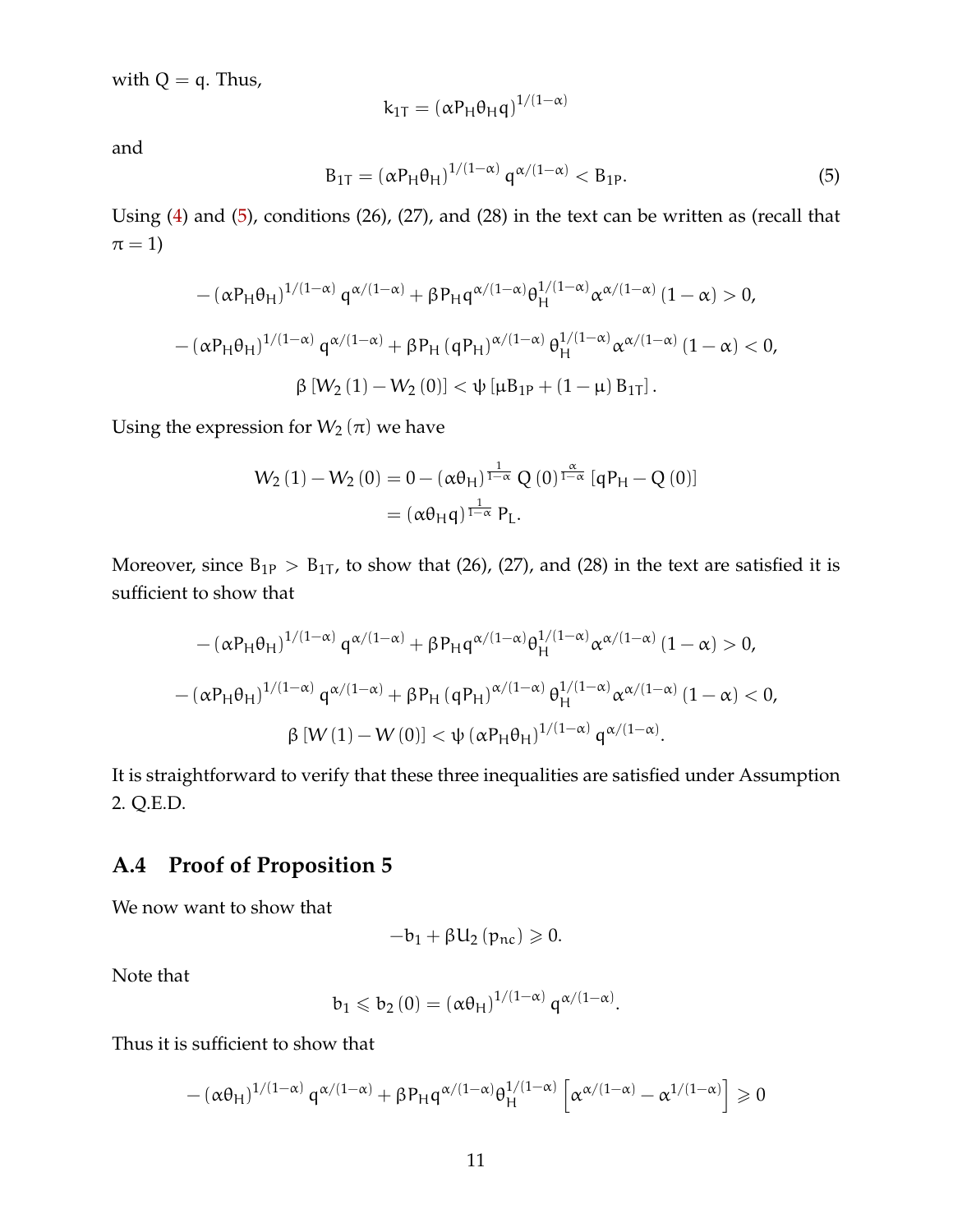with $Q = q$. Thus,

$$k_{1T} = (\alpha P_H \theta_H q)^{1/(1-\alpha)}$$

and

$$B_{1T} = (\alpha P_H \theta_H)^{1/(1-\alpha)} q^{\alpha/(1-\alpha)} < B_{1P}. \tag{5}$$

Using (4) and (5), conditions (26), (27), and (28) in the text can be written as (recall that $\pi = 1$)

$$-(\alpha P_H \theta_H)^{1/(1-\alpha)} q^{\alpha/(1-\alpha)} + \beta P_H q^{\alpha/(1-\alpha)} \theta_H^{1/(1-\alpha)} \alpha^{\alpha/(1-\alpha)} (1-\alpha) > 0,$$

$$-(\alpha P_H \theta_H)^{1/(1-\alpha)} q^{\alpha/(1-\alpha)} + \beta P_H (q P_H)^{\alpha/(1-\alpha)} \theta_H^{1/(1-\alpha)} \alpha^{\alpha/(1-\alpha)} (1-\alpha) < 0,$$

$$\beta [W_2(1) - W_2(0)] < \psi [\mu B_{1P} + (1-\mu) B_{1T}].$$

Using the expression for $W_2(\pi)$ we have

$$\begin{aligned} W_2(1) - W_2(0) &= 0 - (\alpha \theta_H)^{\frac{1}{1-\alpha}} Q(0)^{\frac{\alpha}{1-\alpha}} [q P_H - Q(0)] \\ &= (\alpha \theta_H q)^{\frac{1}{1-\alpha}} P_L. \end{aligned}$$

Moreover, since $B_{1P} > B_{1T}$, to show that (26), (27), and (28) in the text are satisfied it is sufficient to show that

$$-(\alpha P_H \theta_H)^{1/(1-\alpha)} q^{\alpha/(1-\alpha)} + \beta P_H q^{\alpha/(1-\alpha)} \theta_H^{1/(1-\alpha)} \alpha^{\alpha/(1-\alpha)} (1-\alpha) > 0,$$

$$-(\alpha P_H \theta_H)^{1/(1-\alpha)} q^{\alpha/(1-\alpha)} + \beta P_H (q P_H)^{\alpha/(1-\alpha)} \theta_H^{1/(1-\alpha)} \alpha^{\alpha/(1-\alpha)} (1-\alpha) < 0,$$

$$\beta [W(1) - W(0)] < \psi (\alpha P_H \theta_H)^{1/(1-\alpha)} q^{\alpha/(1-\alpha)}.$$

It is straightforward to verify that these three inequalities are satisfied under Assumption 2. Q.E.D.

## A.4 Proof of Proposition 5

We now want to show that

$$-b_1 + \beta U_2(p_{nc}) \geqslant 0.$$

Note that

$$b_1 \leqslant b_2(0) = (\alpha \theta_H)^{1/(1-\alpha)} q^{\alpha/(1-\alpha)}.$$

Thus it is sufficient to show that

$$-(\alpha \theta_H)^{1/(1-\alpha)} q^{\alpha/(1-\alpha)} + \beta P_H q^{\alpha/(1-\alpha)} \theta_H^{1/(1-\alpha)} \left[ \alpha^{\alpha/(1-\alpha)} - \alpha^{1/(1-\alpha)} \right] \geqslant 0$$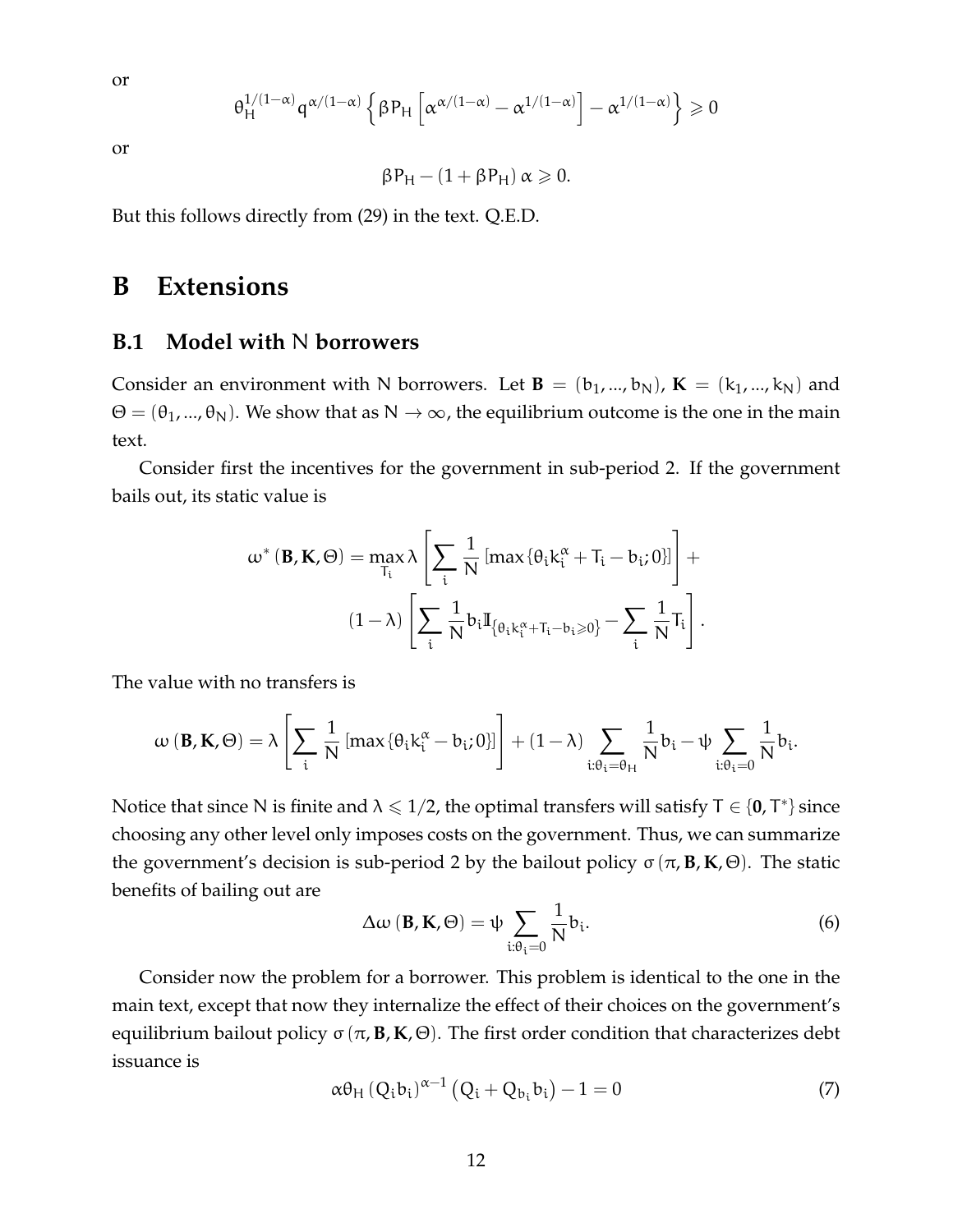or

$$\theta_H^{1/(1-\alpha)} q^{\alpha/(1-\alpha)} \left\{ \beta P_H \left[ \alpha^{\alpha/(1-\alpha)} - \alpha^{1/(1-\alpha)} \right] - \alpha^{1/(1-\alpha)} \right\} \geqslant 0$$

or

$$\beta P_H - (1 + \beta P_H)\, \alpha \geqslant 0.$$

But this follows directly from (29) in the text. Q.E.D.

# B Extensions

## B.1 Model with N borrowers

Consider an environment with N borrowers. Let $\mathbf{B} = (b_1, ..., b_N)$, $\mathbf{K} = (k_1, ..., k_N)$ and $\Theta = (\theta_1, ..., \theta_N)$. We show that as $N \to \infty$, the equilibrium outcome is the one in the main text.

Consider first the incentives for the government in sub-period 2. If the government bails out, its static value is

$$\omega^* (\mathbf{B}, \mathbf{K}, \Theta) = \max_{T_i} \lambda \left[ \sum_i \frac{1}{N} \left[ \max \left\{ \theta_i k_i^{\alpha} + T_i - b_i ; 0 \right\} \right] \right] + (1 - \lambda) \left[ \sum_i \frac{1}{N} b_i \mathbb{I}_{\left\{ \theta_i k_i^{\alpha} + T_i - b_i \geqslant 0 \right\}} - \sum_i \frac{1}{N} T_i \right].$$

The value with no transfers is

$$\omega (\mathbf{B}, \mathbf{K}, \Theta) = \lambda \left[ \sum_i \frac{1}{N} \left[ \max \left\{ \theta_i k_i^{\alpha} - b_i ; 0 \right\} \right] \right] + (1 - \lambda) \sum_{i : \theta_i = \theta_H} \frac{1}{N} b_i - \psi \sum_{i : \theta_i = 0} \frac{1}{N} b_i.$$

Notice that since N is finite and $\lambda \leqslant 1/2$, the optimal transfers will satisfy $T \in \{\mathbf{0}, T^*\}$ since choosing any other level only imposes costs on the government. Thus, we can summarize the government's decision is sub-period 2 by the bailout policy $\sigma (\pi, \mathbf{B}, \mathbf{K}, \Theta)$. The static benefits of bailing out are

$$\Delta \omega (\mathbf{B}, \mathbf{K}, \Theta) = \psi \sum_{i : \theta_i = 0} \frac{1}{N} b_i. \tag{6}$$

Consider now the problem for a borrower. This problem is identical to the one in the main text, except that now they internalize the effect of their choices on the government's equilibrium bailout policy $\sigma (\pi, \mathbf{B}, \mathbf{K}, \Theta)$. The first order condition that characterizes debt issuance is

$$\alpha \theta_H (Q_i b_i)^{\alpha - 1} \left( Q_i + Q_{b_i} b_i \right) - 1 = 0 \tag{7}$$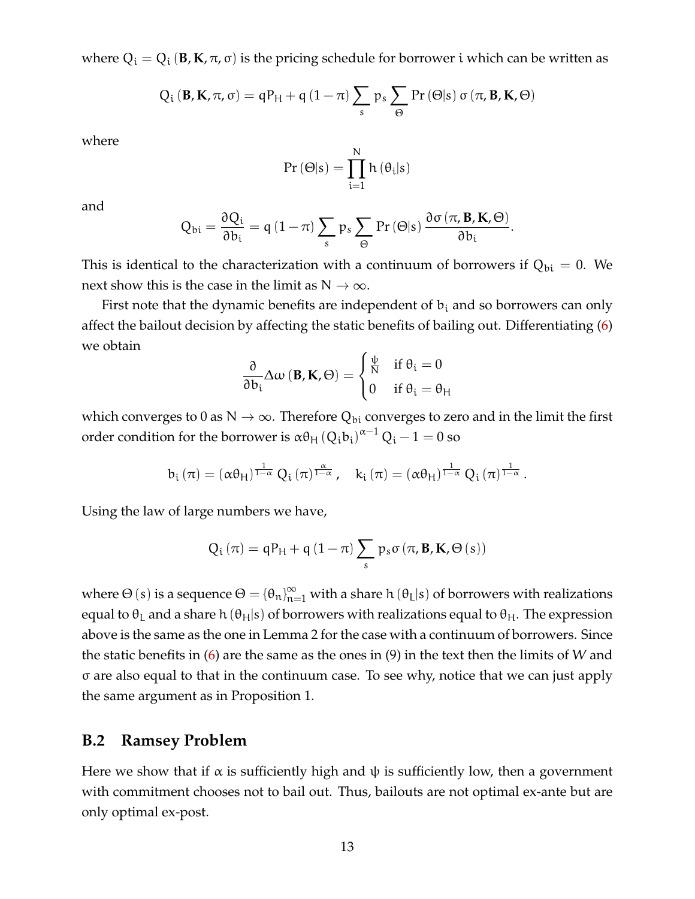where $Q_i = Q_i(\mathbf{B}, \mathbf{K}, \pi, \sigma)$ is the pricing schedule for borrower $i$ which can be written as

$$Q_i(\mathbf{B}, \mathbf{K}, \pi, \sigma) = qP_H + q(1-\pi)\sum_s p_s \sum_\Theta \Pr(\Theta|s)\,\sigma(\pi, \mathbf{B}, \mathbf{K}, \Theta)$$

where

$$\Pr(\Theta|s) = \prod_{i=1}^{N} h(\theta_i|s)$$

and

$$Q_{bi} = \frac{\partial Q_i}{\partial b_i} = q(1-\pi)\sum_s p_s \sum_\Theta \Pr(\Theta|s)\frac{\partial \sigma(\pi, \mathbf{B}, \mathbf{K}, \Theta)}{\partial b_i}.$$

This is identical to the characterization with a continuum of borrowers if $Q_{bi} = 0$. We next show this is the case in the limit as $N \to \infty$.

First note that the dynamic benefits are independent of $b_i$ and so borrowers can only affect the bailout decision by affecting the static benefits of bailing out. Differentiating (6) we obtain

$$\frac{\partial}{\partial b_i}\Delta\omega(\mathbf{B}, \mathbf{K}, \Theta) = \begin{cases} \frac{\psi}{N} & \text{if } \theta_i = 0 \\ 0 & \text{if } \theta_i = \theta_H \end{cases}$$

which converges to 0 as $N \to \infty$. Therefore $Q_{bi}$ converges to zero and in the limit the first order condition for the borrower is $\alpha\theta_H (Q_i b_i)^{\alpha-1} Q_i - 1 = 0$ so

$$b_i(\pi) = (\alpha\theta_H)^{\frac{1}{1-\alpha}} Q_i(\pi)^{\frac{\alpha}{1-\alpha}}, \quad k_i(\pi) = (\alpha\theta_H)^{\frac{1}{1-\alpha}} Q_i(\pi)^{\frac{1}{1-\alpha}}.$$

Using the law of large numbers we have,

$$Q_i(\pi) = qP_H + q(1-\pi)\sum_s p_s \sigma(\pi, \mathbf{B}, \mathbf{K}, \Theta(s))$$

where $\Theta(s)$ is a sequence $\Theta = \{\theta_n\}_{n=1}^{\infty}$ with a share $h(\theta_L|s)$ of borrowers with realizations equal to $\theta_L$ and a share $h(\theta_H|s)$ of borrowers with realizations equal to $\theta_H$. The expression above is the same as the one in Lemma 2 for the case with a continuum of borrowers. Since the static benefits in (6) are the same as the ones in (9) in the text then the limits of $W$ and $\sigma$ are also equal to that in the continuum case. To see why, notice that we can just apply the same argument as in Proposition 1.

## B.2 Ramsey Problem

Here we show that if $\alpha$ is sufficiently high and $\psi$ is sufficiently low, then a government with commitment chooses not to bail out. Thus, bailouts are not optimal ex-ante but are only optimal ex-post.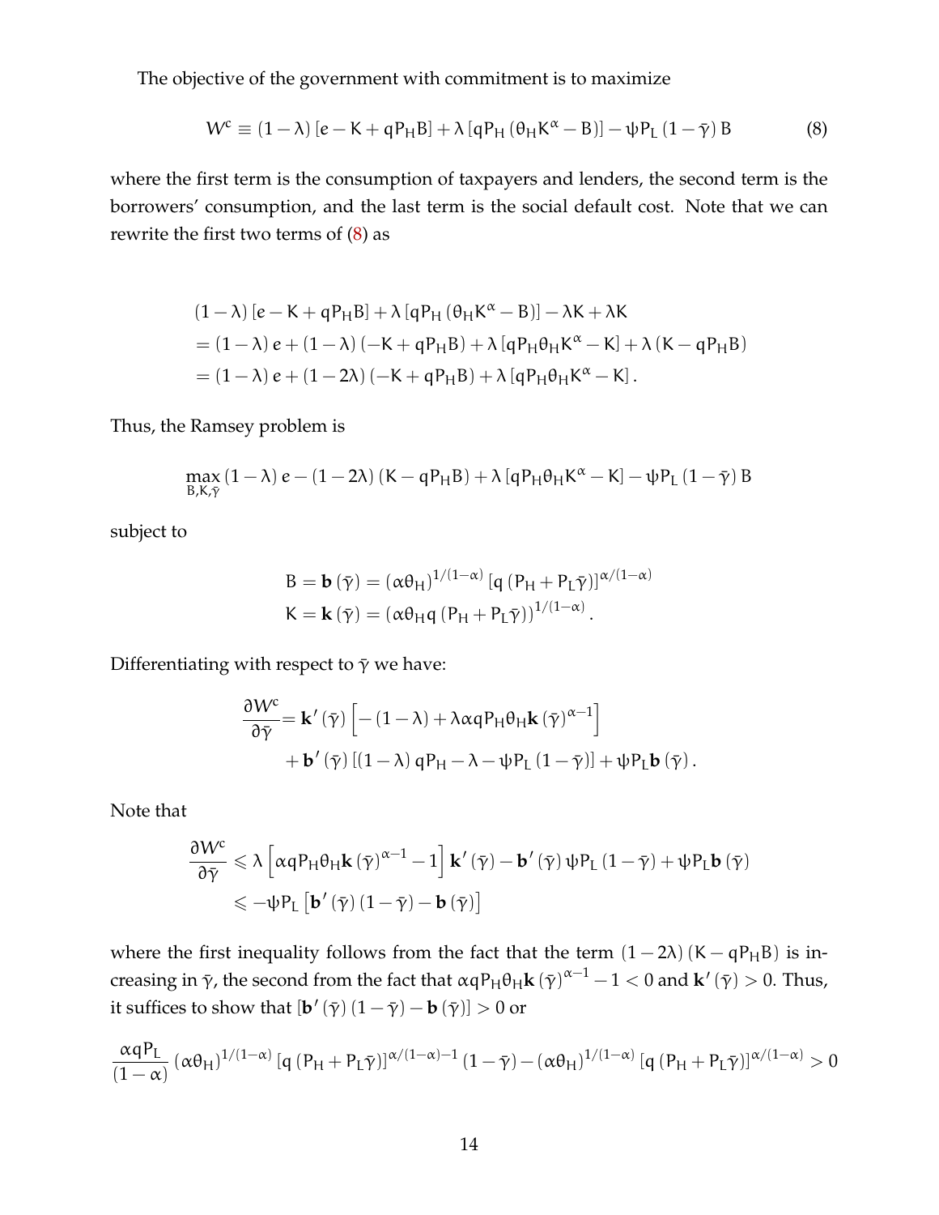The objective of the government with commitment is to maximize

$$W^c \equiv (1-\lambda)\left[e - K + qP_H B\right] + \lambda\left[qP_H\left(\theta_H K^\alpha - B\right)\right] - \psi P_L\left(1-\bar{\gamma}\right)B \tag{8}$$

where the first term is the consumption of taxpayers and lenders, the second term is the borrowers' consumption, and the last term is the social default cost. Note that we can rewrite the first two terms of (8) as

$$\begin{aligned}
&(1-\lambda)\left[e - K + qP_H B\right] + \lambda\left[qP_H\left(\theta_H K^\alpha - B\right)\right] - \lambda K + \lambda K \\
&= (1-\lambda)e + (1-\lambda)\left(-K + qP_H B\right) + \lambda\left[qP_H \theta_H K^\alpha - K\right] + \lambda\left(K - qP_H B\right) \\
&= (1-\lambda)e + (1-2\lambda)\left(-K + qP_H B\right) + \lambda\left[qP_H \theta_H K^\alpha - K\right].
\end{aligned}$$

Thus, the Ramsey problem is

$$\max_{B,K,\bar{\gamma}} (1-\lambda)e - (1-2\lambda)\left(K - qP_H B\right) + \lambda\left[qP_H\theta_H K^\alpha - K\right] - \psi P_L\left(1-\bar{\gamma}\right)B$$

subject to

$$\begin{aligned}
B &= \mathbf{b}\left(\bar{\gamma}\right) = \left(\alpha\theta_H\right)^{1/(1-\alpha)}\left[q\left(P_H + P_L\bar{\gamma}\right)\right]^{\alpha/(1-\alpha)} \\
K &= \mathbf{k}\left(\bar{\gamma}\right) = \left(\alpha\theta_H q\left(P_H + P_L\bar{\gamma}\right)\right)^{1/(1-\alpha)}.
\end{aligned}$$

Differentiating with respect to $\bar{\gamma}$ we have:

$$\begin{aligned}
\frac{\partial W^c}{\partial \bar{\gamma}} =& \, \mathbf{k}'\left(\bar{\gamma}\right)\left[-(1-\lambda) + \lambda\alpha q P_H \theta_H \mathbf{k}\left(\bar{\gamma}\right)^{\alpha-1}\right] \\
&+ \mathbf{b}'\left(\bar{\gamma}\right)\left[(1-\lambda)qP_H - \lambda - \psi P_L\left(1-\bar{\gamma}\right)\right] + \psi P_L \mathbf{b}\left(\bar{\gamma}\right).
\end{aligned}$$

Note that

$$\begin{aligned}
\frac{\partial W^c}{\partial \bar{\gamma}} &\leqslant \lambda\left[\alpha q P_H \theta_H \mathbf{k}\left(\bar{\gamma}\right)^{\alpha-1} - 1\right]\mathbf{k}'\left(\bar{\gamma}\right) - \mathbf{b}'\left(\bar{\gamma}\right)\psi P_L\left(1-\bar{\gamma}\right) + \psi P_L \mathbf{b}\left(\bar{\gamma}\right) \\
&\leqslant -\psi P_L\left[\mathbf{b}'\left(\bar{\gamma}\right)\left(1-\bar{\gamma}\right) - \mathbf{b}\left(\bar{\gamma}\right)\right]
\end{aligned}$$

where the first inequality follows from the fact that the term $(1-2\lambda)\left(K - qP_H B\right)$ is increasing in $\bar{\gamma}$, the second from the fact that $\alpha q P_H \theta_H \mathbf{k}\left(\bar{\gamma}\right)^{\alpha-1} - 1 < 0$ and $\mathbf{k}'\left(\bar{\gamma}\right) > 0$. Thus, it suffices to show that $\left[\mathbf{b}'\left(\bar{\gamma}\right)\left(1-\bar{\gamma}\right) - \mathbf{b}\left(\bar{\gamma}\right)\right] > 0$ or

$$\frac{\alpha q P_L}{(1-\alpha)}\left(\alpha\theta_H\right)^{1/(1-\alpha)}\left[q\left(P_H + P_L\bar{\gamma}\right)\right]^{\alpha/(1-\alpha)-1}\left(1-\bar{\gamma}\right) - \left(\alpha\theta_H\right)^{1/(1-\alpha)}\left[q\left(P_H + P_L\bar{\gamma}\right)\right]^{\alpha/(1-\alpha)} > 0$$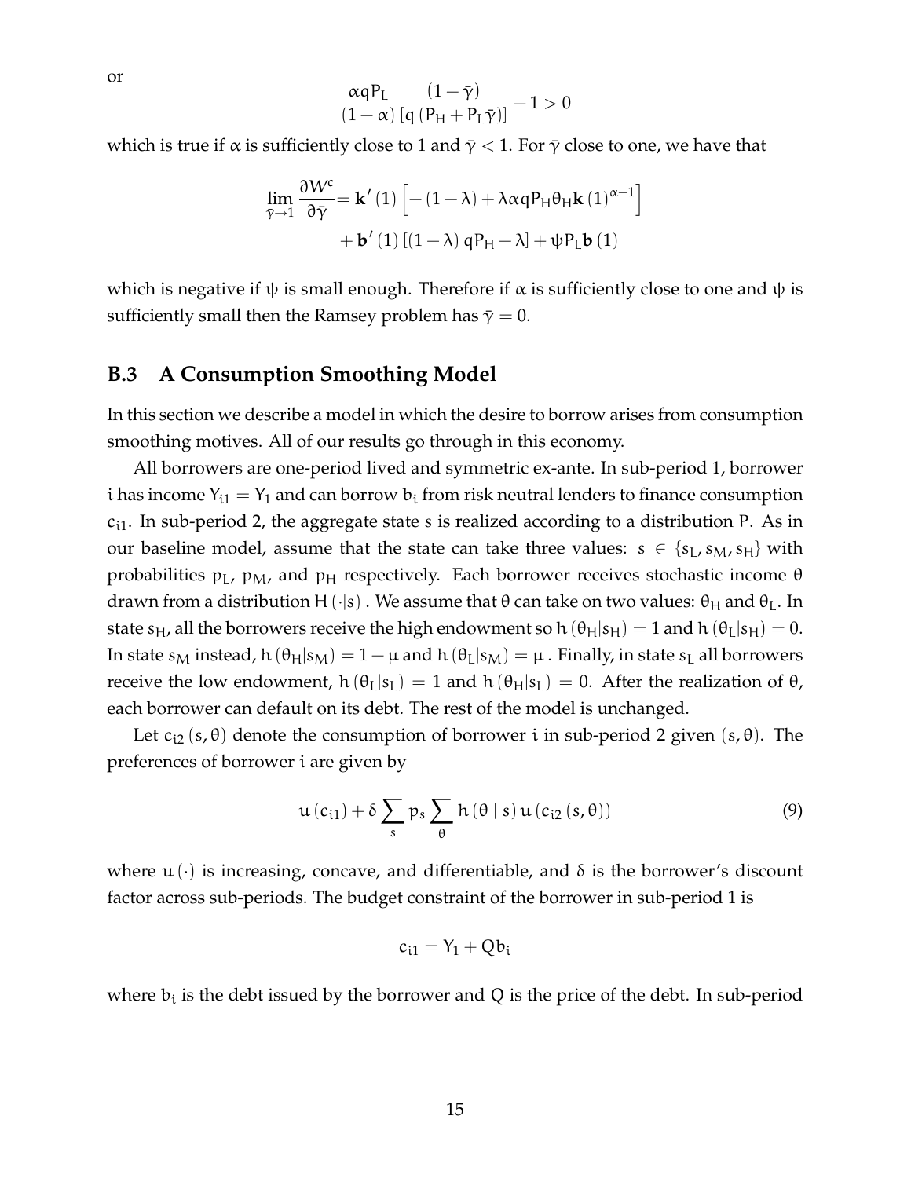or

$$\frac{\alpha q P_L}{(1-\alpha)} \frac{(1-\bar{\gamma})}{[q(P_H + P_L \bar{\gamma})]} - 1 > 0$$

which is true if $\alpha$ is sufficiently close to 1 and $\bar{\gamma} < 1$. For $\bar{\gamma}$ close to one, we have that

$$\lim_{\bar{\gamma} \to 1} \frac{\partial W^c}{\partial \bar{\gamma}} = \mathbf{k}'(1) \left[ -(1-\lambda) + \lambda \alpha q P_H \theta_H \mathbf{k}(1)^{\alpha - 1} \right] + \mathbf{b}'(1) \left[ (1-\lambda) q P_H - \lambda \right] + \psi P_L \mathbf{b}(1)$$

which is negative if $\psi$ is small enough. Therefore if $\alpha$ is sufficiently close to one and $\psi$ is sufficiently small then the Ramsey problem has $\bar{\gamma} = 0$.

## B.3 A Consumption Smoothing Model

In this section we describe a model in which the desire to borrow arises from consumption smoothing motives. All of our results go through in this economy.

All borrowers are one-period lived and symmetric ex-ante. In sub-period 1, borrower $i$ has income $Y_{i1} = Y_1$ and can borrow $b_i$ from risk neutral lenders to finance consumption $c_{i1}$. In sub-period 2, the aggregate state $s$ is realized according to a distribution $P$. As in our baseline model, assume that the state can take three values: $s \in \{s_L, s_M, s_H\}$ with probabilities $p_L$, $p_M$, and $p_H$ respectively. Each borrower receives stochastic income $\theta$ drawn from a distribution $H(\cdot|s)$. We assume that $\theta$ can take on two values: $\theta_H$ and $\theta_L$. In state $s_H$, all the borrowers receive the high endowment so $h(\theta_H|s_H) = 1$ and $h(\theta_L|s_H) = 0$. In state $s_M$ instead, $h(\theta_H|s_M) = 1 - \mu$ and $h(\theta_L|s_M) = \mu$ . Finally, in state $s_L$ all borrowers receive the low endowment, $h(\theta_L|s_L) = 1$ and $h(\theta_H|s_L) = 0$. After the realization of $\theta$, each borrower can default on its debt. The rest of the model is unchanged.

Let $c_{i2}(s, \theta)$ denote the consumption of borrower $i$ in sub-period 2 given $(s, \theta)$. The preferences of borrower $i$ are given by

$$u(c_{i1}) + \delta \sum_s p_s \sum_\theta h(\theta \mid s) u(c_{i2}(s, \theta)) \tag{9}$$

where $u(\cdot)$ is increasing, concave, and differentiable, and $\delta$ is the borrower's discount factor across sub-periods. The budget constraint of the borrower in sub-period 1 is

$$c_{i1} = Y_1 + Q b_i$$

where $b_i$ is the debt issued by the borrower and $Q$ is the price of the debt. In sub-period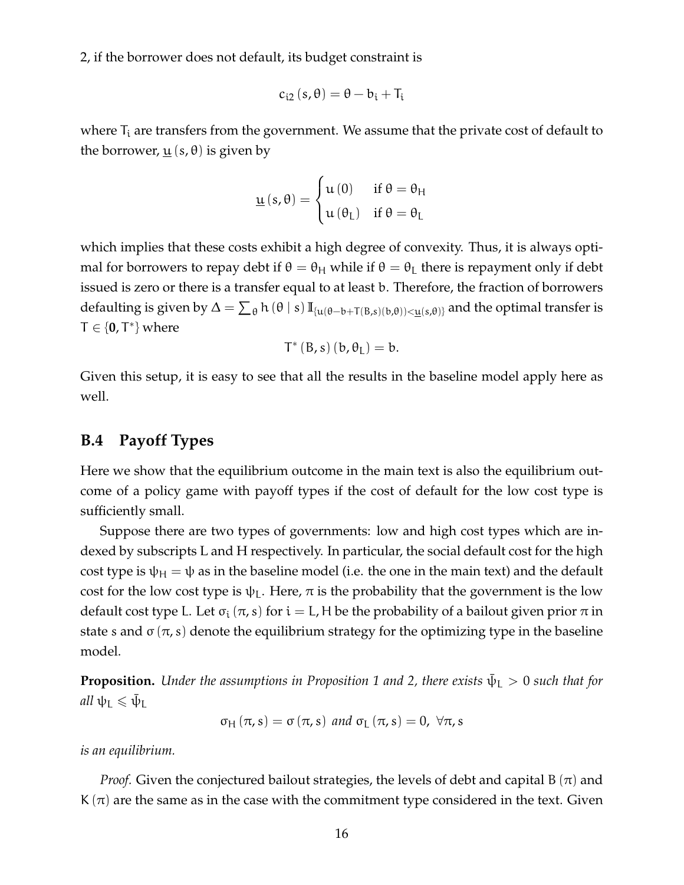2, if the borrower does not default, its budget constraint is

$$c_{i2}(s, \theta) = \theta - b_i + T_i$$

where $T_i$ are transfers from the government. We assume that the private cost of default to the borrower, $\underline{u}(s, \theta)$ is given by

$$\underline{u}(s, \theta) = \begin{cases} u(0) & \text{if } \theta = \theta_H \\ u(\theta_L) & \text{if } \theta = \theta_L \end{cases}$$

which implies that these costs exhibit a high degree of convexity. Thus, it is always optimal for borrowers to repay debt if $\theta = \theta_H$ while if $\theta = \theta_L$ there is repayment only if debt issued is zero or there is a transfer equal to at least $b$. Therefore, the fraction of borrowers defaulting is given by $\Delta = \sum_\theta h(\theta \mid s) \mathbb{I}_{\{u(\theta - b + T(B,s)(b,\theta)) < \underline{u}(s,\theta)\}}$ and the optimal transfer is $T \in \{\mathbf{0}, T^*\}$ where

$$T^*(B, s)(b, \theta_L) = b.$$

Given this setup, it is easy to see that all the results in the baseline model apply here as well.

## B.4 Payoff Types

Here we show that the equilibrium outcome in the main text is also the equilibrium outcome of a policy game with payoff types if the cost of default for the low cost type is sufficiently small.

Suppose there are two types of governments: low and high cost types which are indexed by subscripts L and H respectively. In particular, the social default cost for the high cost type is $\psi_H = \psi$ as in the baseline model (i.e. the one in the main text) and the default cost for the low cost type is $\psi_L$. Here, $\pi$ is the probability that the government is the low default cost type L. Let $\sigma_i(\pi, s)$ for $i = L, H$ be the probability of a bailout given prior $\pi$ in state $s$ and $\sigma(\pi, s)$ denote the equilibrium strategy for the optimizing type in the baseline model.

**Proposition.** *Under the assumptions in Proposition 1 and 2, there exists $\bar{\psi}_L > 0$ such that for all $\psi_L \leqslant \bar{\psi}_L$*

$$\sigma_H(\pi, s) = \sigma(\pi, s) \text{ and } \sigma_L(\pi, s) = 0, \ \forall \pi, s$$

*is an equilibrium.*

*Proof.* Given the conjectured bailout strategies, the levels of debt and capital $B(\pi)$ and $K(\pi)$ are the same as in the case with the commitment type considered in the text. Given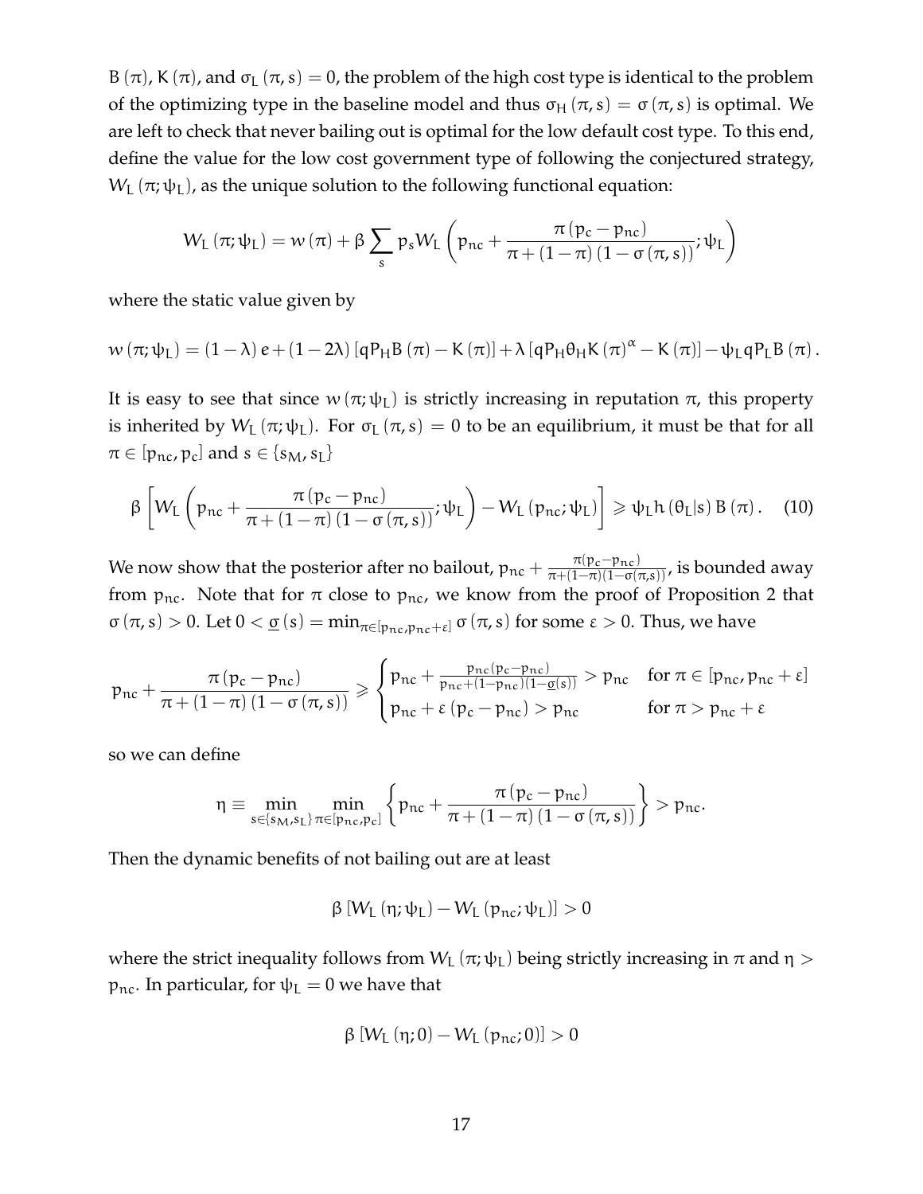$B(\pi)$, $K(\pi)$, and $\sigma_L(\pi, s) = 0$, the problem of the high cost type is identical to the problem of the optimizing type in the baseline model and thus $\sigma_H(\pi, s) = \sigma(\pi, s)$ is optimal. We are left to check that never bailing out is optimal for the low default cost type. To this end, define the value for the low cost government type of following the conjectured strategy, $W_L(\pi; \psi_L)$, as the unique solution to the following functional equation:

$$W_L(\pi; \psi_L) = w(\pi) + \beta \sum_s p_s W_L\left(p_{nc} + \frac{\pi(p_c - p_{nc})}{\pi + (1-\pi)(1-\sigma(\pi, s))}; \psi_L\right)$$

where the static value given by

$$w(\pi; \psi_L) = (1-\lambda)e + (1-2\lambda)[qP_H B(\pi) - K(\pi)] + \lambda\left[qP_H\theta_H K(\pi)^\alpha - K(\pi)\right] - \psi_L q P_L B(\pi).$$

It is easy to see that since $w(\pi; \psi_L)$ is strictly increasing in reputation $\pi$, this property is inherited by $W_L(\pi; \psi_L)$. For $\sigma_L(\pi, s) = 0$ to be an equilibrium, it must be that for all $\pi \in [p_{nc}, p_c]$ and $s \in \{s_M, s_L\}$

$$\beta\left[W_L\left(p_{nc} + \frac{\pi(p_c - p_{nc})}{\pi + (1-\pi)(1-\sigma(\pi, s))}; \psi_L\right) - W_L(p_{nc}; \psi_L)\right] \geqslant \psi_L h(\theta_L|s) B(\pi). \quad (10)$$

We now show that the posterior after no bailout, $p_{nc} + \frac{\pi(p_c - p_{nc})}{\pi + (1-\pi)(1-\sigma(\pi,s))}$, is bounded away from $p_{nc}$. Note that for $\pi$ close to $p_{nc}$, we know from the proof of Proposition 2 that $\sigma(\pi, s) > 0$. Let $0 < \underline{\sigma}(s) = \min_{\pi \in [p_{nc}, p_{nc}+\varepsilon]} \sigma(\pi, s)$ for some $\varepsilon > 0$. Thus, we have

$$p_{nc} + \frac{\pi(p_c - p_{nc})}{\pi + (1-\pi)(1-\sigma(\pi, s))} \geqslant \begin{cases} p_{nc} + \frac{p_{nc}(p_c - p_{nc})}{p_{nc} + (1-p_{nc})(1-\underline{\sigma}(s))} > p_{nc} & \text{for } \pi \in [p_{nc}, p_{nc} + \varepsilon] \\ p_{nc} + \varepsilon(p_c - p_{nc}) > p_{nc} & \text{for } \pi > p_{nc} + \varepsilon \end{cases}$$

so we can define

$$\eta \equiv \min_{s \in \{s_M, s_L\}} \min_{\pi \in [p_{nc}, p_c]} \left\{p_{nc} + \frac{\pi(p_c - p_{nc})}{\pi + (1-\pi)(1-\sigma(\pi, s))}\right\} > p_{nc}.$$

Then the dynamic benefits of not bailing out are at least

$$\beta\left[W_L(\eta; \psi_L) - W_L(p_{nc}; \psi_L)\right] > 0$$

where the strict inequality follows from $W_L(\pi; \psi_L)$ being strictly increasing in $\pi$ and $\eta > p_{nc}$. In particular, for $\psi_L = 0$ we have that

$$\beta\left[W_L(\eta; 0) - W_L(p_{nc}; 0)\right] > 0$$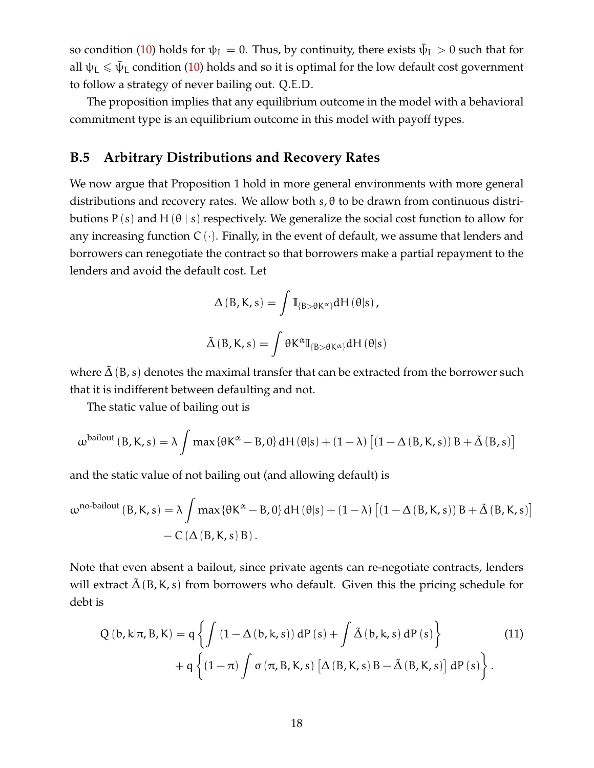so condition (10) holds for $\psi_L = 0$. Thus, by continuity, there exists $\bar{\psi}_L > 0$ such that for all $\psi_L \leqslant \bar{\psi}_L$ condition (10) holds and so it is optimal for the low default cost government to follow a strategy of never bailing out. Q.E.D.

The proposition implies that any equilibrium outcome in the model with a behavioral commitment type is an equilibrium outcome in this model with payoff types.

### B.5 Arbitrary Distributions and Recovery Rates

We now argue that Proposition 1 hold in more general environments with more general distributions and recovery rates. We allow both $s, \theta$ to be drawn from continuous distributions $P(s)$ and $H(\theta \mid s)$ respectively. We generalize the social cost function to allow for any increasing function $C(\cdot)$. Finally, in the event of default, we assume that lenders and borrowers can renegotiate the contract so that borrowers make a partial repayment to the lenders and avoid the default cost. Let

$$\Delta(B, K, s) = \int \mathbb{I}_{\{B > \theta K^{\alpha}\}} dH(\theta|s),$$

$$\tilde{\Delta}(B, K, s) = \int \theta K^{\alpha} \mathbb{I}_{\{B > \theta K^{\alpha}\}} dH(\theta|s)$$

where $\tilde{\Delta}(B, s)$ denotes the maximal transfer that can be extracted from the borrower such that it is indifferent between defaulting and not.

The static value of bailing out is

$$\omega^{\text{bailout}}(B, K, s) = \lambda \int \max\{\theta K^{\alpha} - B, 0\} dH(\theta|s) + (1 - \lambda)\left[(1 - \Delta(B, K, s)) B + \tilde{\Delta}(B, s)\right]$$

and the static value of not bailing out (and allowing default) is

$$\begin{aligned}\omega^{\text{no-bailout}}(B, K, s) = \lambda \int \max\{\theta K^{\alpha} - B, 0\} dH(\theta|s) + (1 - \lambda)\left[(1 - \Delta(B, K, s)) B + \tilde{\Delta}(B, K, s)\right] \\ - C(\Delta(B, K, s) B).\end{aligned}$$

Note that even absent a bailout, since private agents can re-negotiate contracts, lenders will extract $\tilde{\Delta}(B, K, s)$ from borrowers who default. Given this the pricing schedule for debt is

$$\begin{aligned}Q(b, k|\pi, B, K) = q\left\{\int (1 - \Delta(b, k, s)) dP(s) + \int \tilde{\Delta}(b, k, s) dP(s)\right\} \\ + q\left\{(1 - \pi)\int \sigma(\pi, B, K, s)\left[\Delta(B, K, s) B - \tilde{\Delta}(B, K, s)\right] dP(s)\right\}.\end{aligned} \tag{11}$$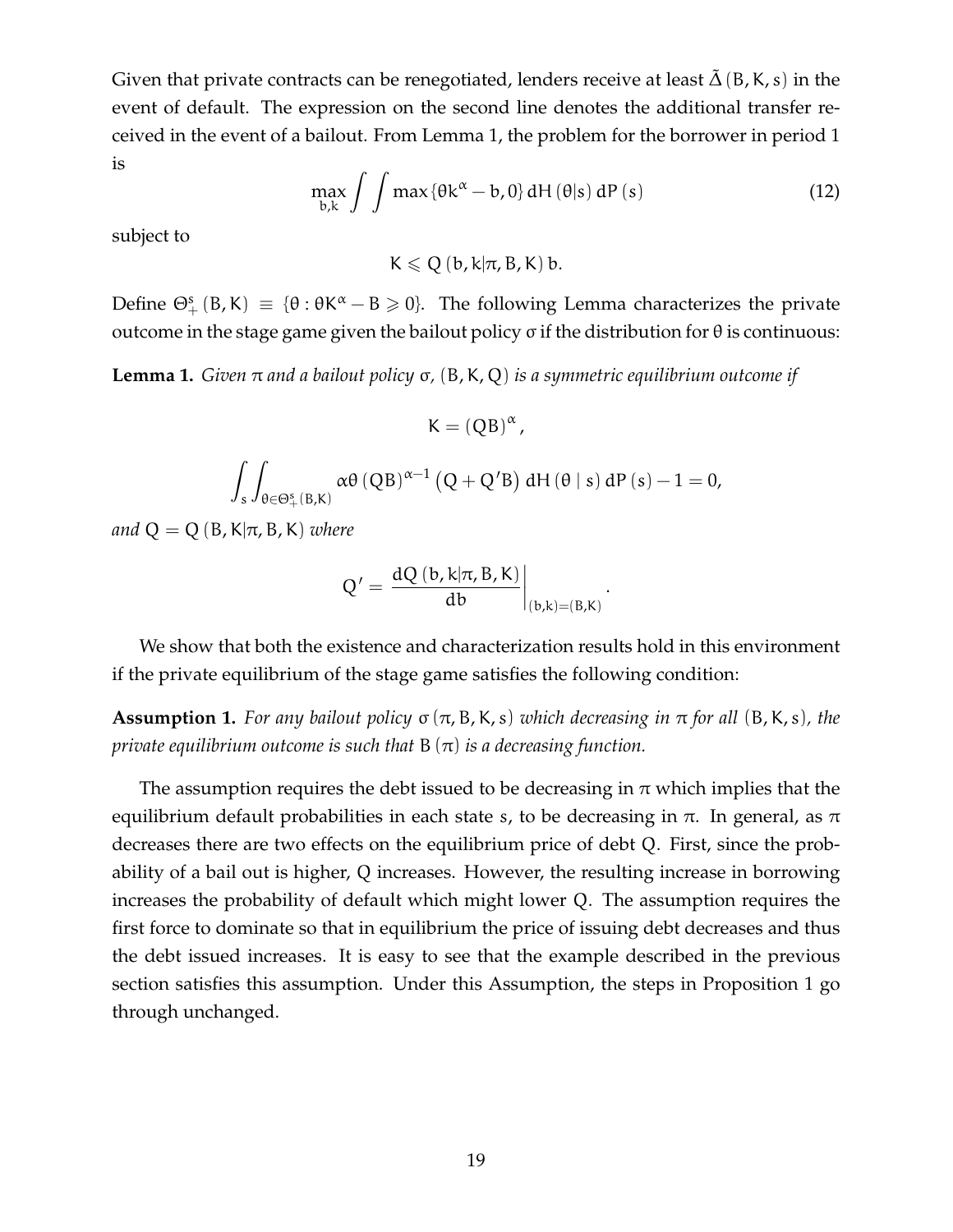Given that private contracts can be renegotiated, lenders receive at least $\tilde{\Delta}(B, K, s)$ in the event of default. The expression on the second line denotes the additional transfer received in the event of a bailout. From Lemma 1, the problem for the borrower in period 1 is

$$\max_{b,k} \int \int \max\{\theta k^{\alpha} - b, 0\} \, dH(\theta|s) \, dP(s) \tag{12}$$

subject to

$$K \leqslant Q(b, k|\pi, B, K) \, b.$$

Define $\Theta_{+}^{s}(B, K) \equiv \{\theta : \theta K^{\alpha} - B \geqslant 0\}$. The following Lemma characterizes the private outcome in the stage game given the bailout policy $\sigma$ if the distribution for $\theta$ is continuous:

**Lemma 1.** *Given $\pi$ and a bailout policy $\sigma$, $(B, K, Q)$ is a symmetric equilibrium outcome if*

$$K = (QB)^{\alpha},$$

$$\int_{s} \int_{\theta \in \Theta_{+}^{s}(B,K)} \alpha\theta (QB)^{\alpha - 1} \left(Q + Q'B\right) dH(\theta \mid s) \, dP(s) - 1 = 0,$$

*and* $Q = Q(B, K|\pi, B, K)$ *where*

$$Q' = \left. \frac{dQ(b, k|\pi, B, K)}{db} \right|_{(b,k)=(B,K)}.$$

We show that both the existence and characterization results hold in this environment if the private equilibrium of the stage game satisfies the following condition:

**Assumption 1.** *For any bailout policy $\sigma(\pi, B, K, s)$ which decreasing in $\pi$ for all $(B, K, s)$, the private equilibrium outcome is such that $B(\pi)$ is a decreasing function.*

The assumption requires the debt issued to be decreasing in $\pi$ which implies that the equilibrium default probabilities in each state $s$, to be decreasing in $\pi$. In general, as $\pi$ decreases there are two effects on the equilibrium price of debt $Q$. First, since the probability of a bail out is higher, $Q$ increases. However, the resulting increase in borrowing increases the probability of default which might lower $Q$. The assumption requires the first force to dominate so that in equilibrium the price of issuing debt decreases and thus the debt issued increases. It is easy to see that the example described in the previous section satisfies this assumption. Under this Assumption, the steps in Proposition 1 go through unchanged.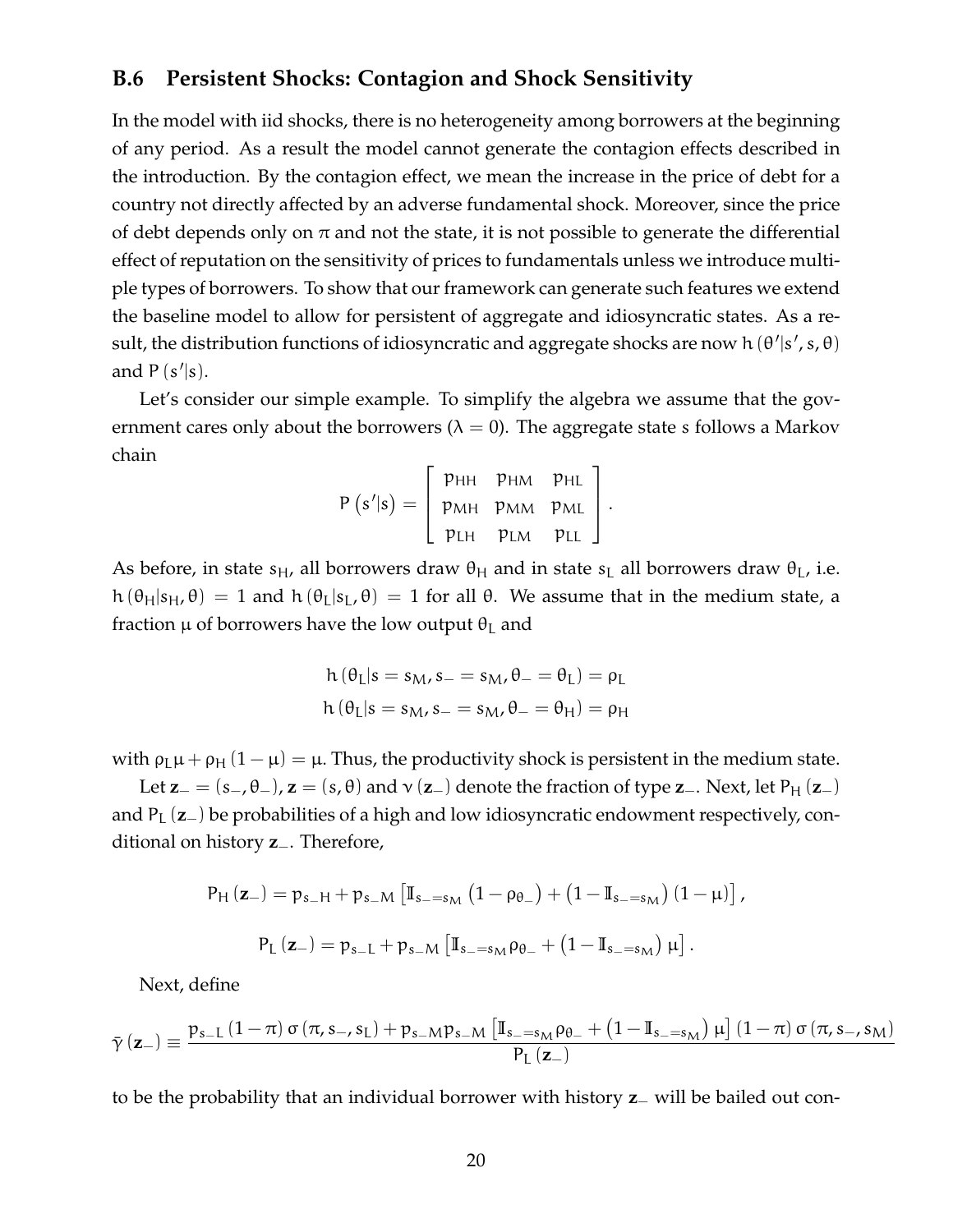### B.6 Persistent Shocks: Contagion and Shock Sensitivity

In the model with iid shocks, there is no heterogeneity among borrowers at the beginning of any period. As a result the model cannot generate the contagion effects described in the introduction. By the contagion effect, we mean the increase in the price of debt for a country not directly affected by an adverse fundamental shock. Moreover, since the price of debt depends only on $\pi$ and not the state, it is not possible to generate the differential effect of reputation on the sensitivity of prices to fundamentals unless we introduce multiple types of borrowers. To show that our framework can generate such features we extend the baseline model to allow for persistent of aggregate and idiosyncratic states. As a result, the distribution functions of idiosyncratic and aggregate shocks are now $h(\theta'|s', s, \theta)$ and $P(s'|s)$.

Let's consider our simple example. To simplify the algebra we assume that the government cares only about the borrowers ($\lambda = 0$). The aggregate state $s$ follows a Markov chain

$$P\left(s'|s\right) = \begin{bmatrix} p_{HH} & p_{HM} & p_{HL} \\ p_{MH} & p_{MM} & p_{ML} \\ p_{LH} & p_{LM} & p_{LL} \end{bmatrix}.$$

As before, in state $s_H$, all borrowers draw $\theta_H$ and in state $s_L$ all borrowers draw $\theta_L$, i.e. $h(\theta_H|s_H, \theta) = 1$ and $h(\theta_L|s_L, \theta) = 1$ for all $\theta$. We assume that in the medium state, a fraction $\mu$ of borrowers have the low output $\theta_L$ and

$$h(\theta_L|s = s_M, s_- = s_M, \theta_- = \theta_L) = \rho_L$$
$$h(\theta_L|s = s_M, s_- = s_M, \theta_- = \theta_H) = \rho_H$$

with $\rho_L \mu + \rho_H (1-\mu) = \mu$. Thus, the productivity shock is persistent in the medium state.

Let $\mathbf{z}_- = (s_-, \theta_-)$, $\mathbf{z} = (s, \theta)$ and $\nu(\mathbf{z}_-)$ denote the fraction of type $\mathbf{z}_-$. Next, let $P_H(\mathbf{z}_-)$ and $P_L(\mathbf{z}_-)$ be probabilities of a high and low idiosyncratic endowment respectively, conditional on history $\mathbf{z}_-$. Therefore,

$$P_H(\mathbf{z}_-) = p_{s_-H} + p_{s_-M}\left[\mathbb{I}_{s_-=s_M}\left(1-\rho_{\theta_-}\right) + \left(1-\mathbb{I}_{s_-=s_M}\right)(1-\mu)\right],$$

$$P_L(\mathbf{z}_-) = p_{s_-L} + p_{s_-M}\left[\mathbb{I}_{s_-=s_M}\rho_{\theta_-} + \left(1-\mathbb{I}_{s_-=s_M}\right)\mu\right].$$

Next, define

$$\bar{\gamma}(\mathbf{z}_-) \equiv \frac{p_{s_-L}(1-\pi)\,\sigma(\pi, s_-, s_L) + p_{s_-M}p_{s_-M}\left[\mathbb{I}_{s_-=s_M}\rho_{\theta_-} + \left(1-\mathbb{I}_{s_-=s_M}\right)\mu\right](1-\pi)\,\sigma(\pi, s_-, s_M)}{P_L(\mathbf{z}_-)}$$

to be the probability that an individual borrower with history $\mathbf{z}_-$ will be bailed out con-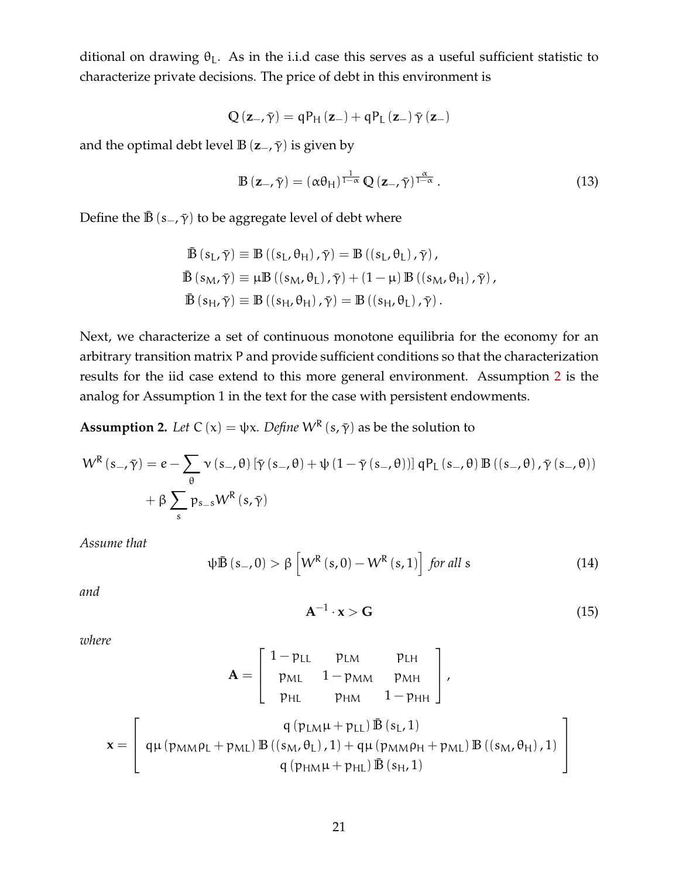ditional on drawing $\theta_L$. As in the i.i.d case this serves as a useful sufficient statistic to characterize private decisions. The price of debt in this environment is

$$\mathbb{Q}(\mathbf{z}_-, \bar{\gamma}) = qP_H(\mathbf{z}_-) + qP_L(\mathbf{z}_-)\bar{\gamma}(\mathbf{z}_-)$$

and the optimal debt level $\mathbb{B}(\mathbf{z}_-, \bar{\gamma})$ is given by

$$\mathbb{B}(\mathbf{z}_-, \bar{\gamma}) = (\alpha\theta_H)^{\frac{1}{1-\alpha}} \mathbb{Q}(\mathbf{z}_-, \bar{\gamma})^{\frac{\alpha}{1-\alpha}}. \tag{13}$$

Define the $\bar{\mathbb{B}}(s_-, \bar{\gamma})$ to be aggregate level of debt where

$$\begin{aligned}
\bar{\mathbb{B}}(s_L, \bar{\gamma}) &\equiv \mathbb{B}((s_L, \theta_H), \bar{\gamma}) = \mathbb{B}((s_L, \theta_L), \bar{\gamma}), \\
\bar{\mathbb{B}}(s_M, \bar{\gamma}) &\equiv \mu\mathbb{B}((s_M, \theta_L), \bar{\gamma}) + (1-\mu)\mathbb{B}((s_M, \theta_H), \bar{\gamma}), \\
\bar{\mathbb{B}}(s_H, \bar{\gamma}) &\equiv \mathbb{B}((s_H, \theta_H), \bar{\gamma}) = \mathbb{B}((s_H, \theta_L), \bar{\gamma}).
\end{aligned}$$

Next, we characterize a set of continuous monotone equilibria for the economy for an arbitrary transition matrix P and provide sufficient conditions so that the characterization results for the iid case extend to this more general environment. Assumption 2 is the analog for Assumption 1 in the text for the case with persistent endowments.

**Assumption 2.** *Let $C(x) = \psi x$. Define $W^R(s, \bar{\gamma})$ as be the solution to*

$$W^R(s_-, \bar{\gamma}) = e - \sum_{\theta} \nu(s_-, \theta)\left[\bar{\gamma}(s_-, \theta) + \psi(1 - \bar{\gamma}(s_-, \theta))\right] qP_L(s_-, \theta)\,\mathbb{B}((s_-, \theta), \bar{\gamma}(s_-, \theta)) + \beta \sum_{s} p_{s_-s} W^R(s, \bar{\gamma})$$

*Assume that*

$$\psi\bar{\mathbb{B}}(s_-, 0) > \beta\left[W^R(s, 0) - W^R(s, 1)\right] \text{ for all } s \tag{14}$$

*and*

$$\mathbf{A}^{-1} \cdot \mathbf{x} > \mathbf{G} \tag{15}$$

*where*

$$\mathbf{A} = \begin{bmatrix} 1 - p_{LL} & p_{LM} & p_{LH} \\ p_{ML} & 1 - p_{MM} & p_{MH} \\ p_{HL} & p_{HM} & 1 - p_{HH} \end{bmatrix},$$

$$\mathbf{x} = \begin{bmatrix} q(p_{LM}\mu + p_{LL})\bar{\mathbb{B}}(s_L, 1) \\ q\mu(p_{MM}\rho_L + p_{ML})\mathbb{B}((s_M, \theta_L), 1) + q\mu(p_{MM}\rho_H + p_{ML})\mathbb{B}((s_M, \theta_H), 1) \\ q(p_{HM}\mu + p_{HL})\bar{\mathbb{B}}(s_H, 1) \end{bmatrix}$$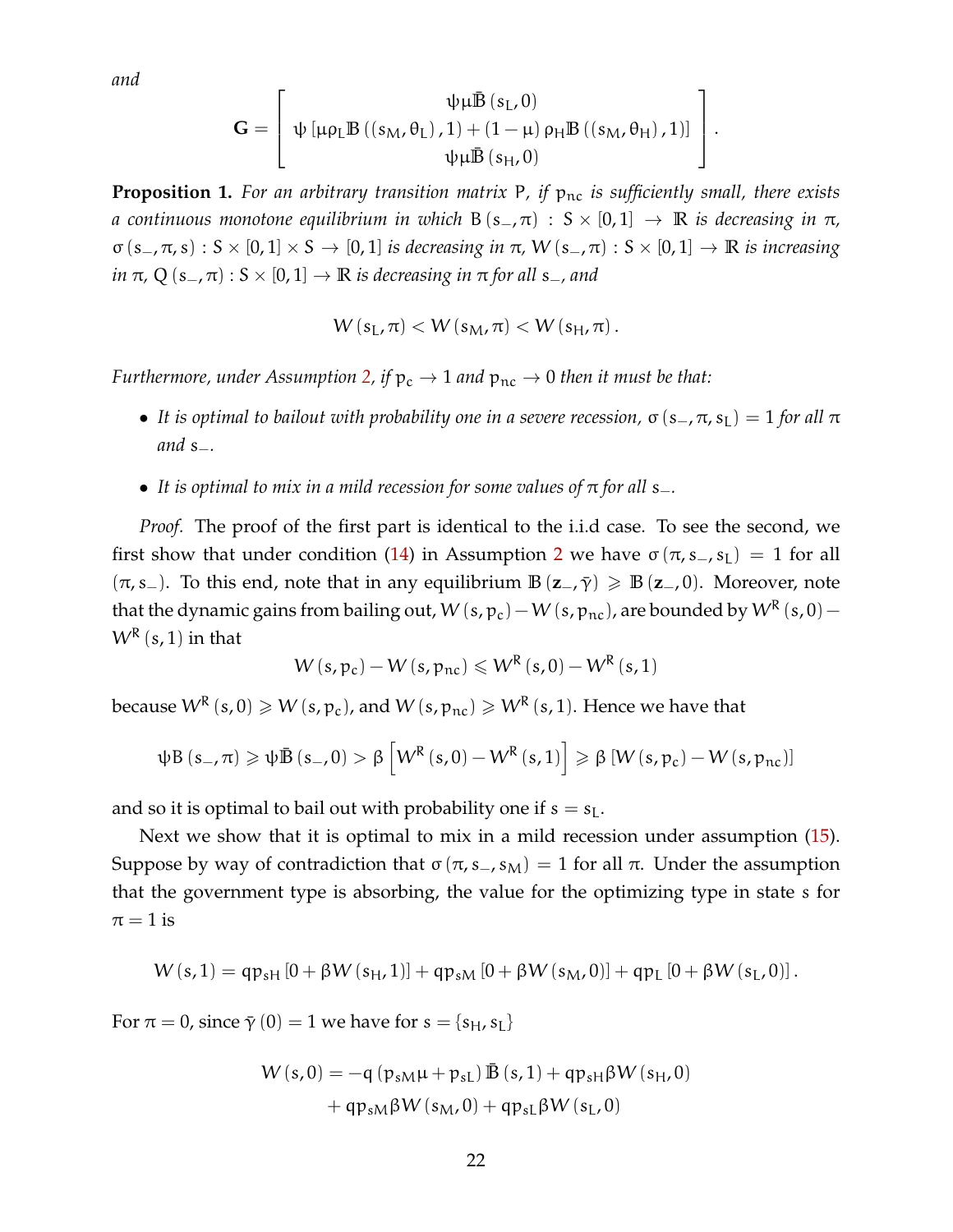*and*

$$\mathbf{G} = \begin{bmatrix} \psi\mu\bar{\mathbb{B}}\left(s_L, 0\right) \\ \psi\left[\mu\rho_L \mathbb{B}\left(\left(s_M, \theta_L\right), 1\right) + \left(1-\mu\right)\rho_H \mathbb{B}\left(\left(s_M, \theta_H\right), 1\right)\right] \\ \psi\mu\bar{\mathbb{B}}\left(s_H, 0\right) \end{bmatrix}.$$

**Proposition 1.** *For an arbitrary transition matrix $P$, if $p_{nc}$ is sufficiently small, there exists a continuous monotone equilibrium in which $B(s_-, \pi) : S \times [0,1] \to \mathbb{R}$ is decreasing in $\pi$, $\sigma(s_-, \pi, s) : S \times [0,1] \times S \to [0,1]$ is decreasing in $\pi$, $W(s_-, \pi) : S \times [0,1] \to \mathbb{R}$ is increasing in $\pi$, $Q(s_-, \pi) : S \times [0,1] \to \mathbb{R}$ is decreasing in $\pi$ for all $s_-$, and*

$$W(s_L, \pi) < W(s_M, \pi) < W(s_H, \pi).$$

*Furthermore, under Assumption 2, if $p_c \to 1$ and $p_{nc} \to 0$ then it must be that:*

- *It is optimal to bailout with probability one in a severe recession, $\sigma(s_-, \pi, s_L) = 1$ for all $\pi$ and $s_-$.*
- *It is optimal to mix in a mild recession for some values of $\pi$ for all $s_-$.*

*Proof.* The proof of the first part is identical to the i.i.d case. To see the second, we first show that under condition (14) in Assumption 2 we have $\sigma(\pi, s_-, s_L) = 1$ for all $(\pi, s_-)$. To this end, note that in any equilibrium $\mathbb{B}(\mathbf{z}_-, \bar{\gamma}) \geqslant \mathbb{B}(\mathbf{z}_-, 0)$. Moreover, note that the dynamic gains from bailing out, $W(s, p_c) - W(s, p_{nc})$, are bounded by $W^R(s, 0) - W^R(s, 1)$ in that

$$W(s, p_c) - W(s, p_{nc}) \leqslant W^R(s, 0) - W^R(s, 1)$$

because $W^R(s, 0) \geqslant W(s, p_c)$, and $W(s, p_{nc}) \geqslant W^R(s, 1)$. Hence we have that

$$\psi B(s_-, \pi) \geqslant \psi\bar{\mathbb{B}}(s_-, 0) > \beta\left[W^R(s, 0) - W^R(s, 1)\right] \geqslant \beta\left[W(s, p_c) - W(s, p_{nc})\right]$$

and so it is optimal to bail out with probability one if $s = s_L$.

Next we show that it is optimal to mix in a mild recession under assumption (15). Suppose by way of contradiction that $\sigma(\pi, s_-, s_M) = 1$ for all $\pi$. Under the assumption that the government type is absorbing, the value for the optimizing type in state $s$ for $\pi = 1$ is

$$W(s, 1) = qp_{sH}\left[0 + \beta W(s_H, 1)\right] + qp_{sM}\left[0 + \beta W(s_M, 0)\right] + qp_L\left[0 + \beta W(s_L, 0)\right].$$

For $\pi = 0$, since $\bar{\gamma}(0) = 1$ we have for $s = \{s_H, s_L\}$

$$\begin{aligned} W(s, 0) = &-q\left(p_{sM}\mu + p_{sL}\right)\bar{\mathbb{B}}(s, 1) + qp_{sH}\beta W(s_H, 0) \\ &+ qp_{sM}\beta W(s_M, 0) + qp_{sL}\beta W(s_L, 0) \end{aligned}$$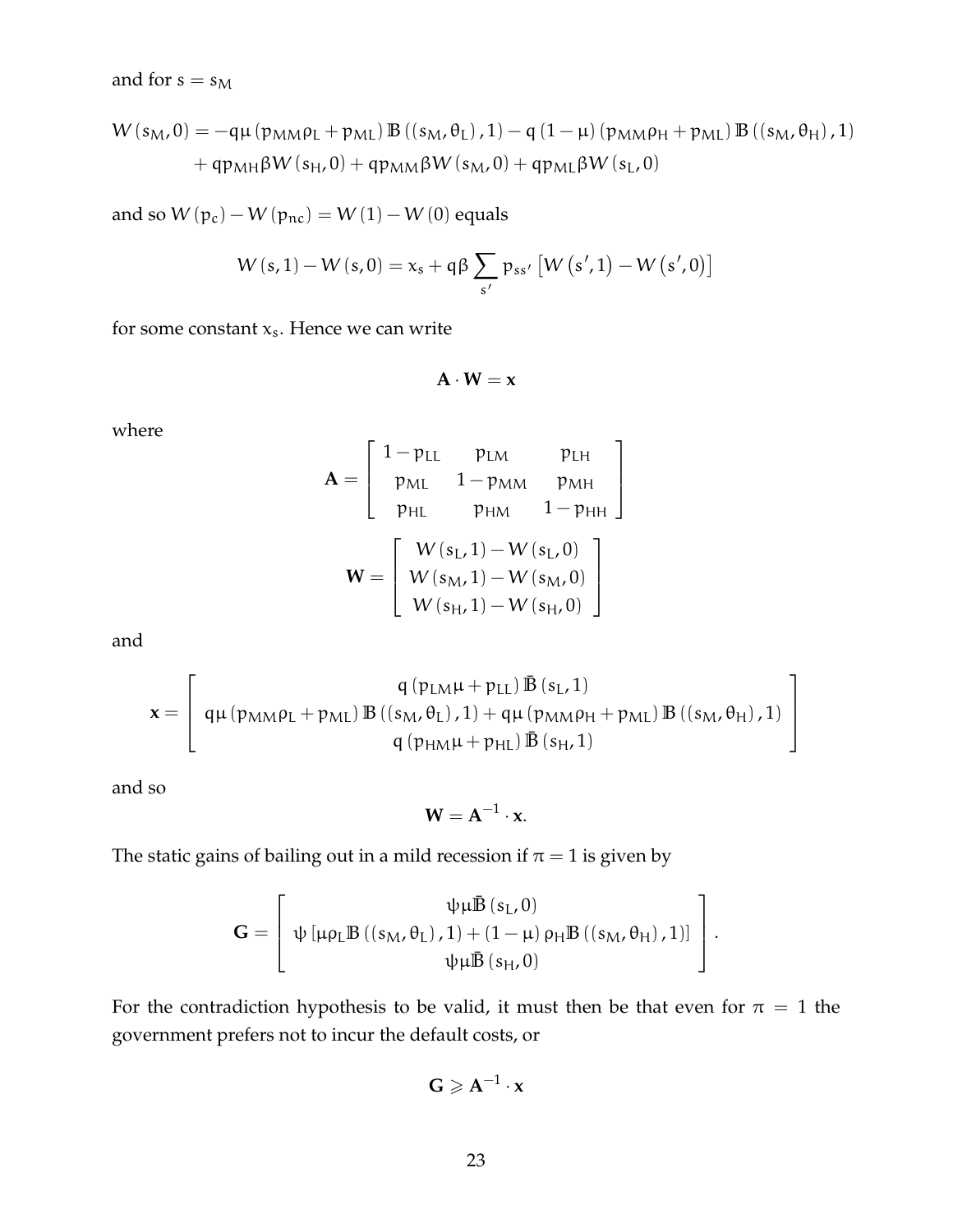and for $s = s_M$

$$
\begin{aligned}
W(s_M, 0) = & -q\mu\left(p_{MM}\rho_L + p_{ML}\right)\mathbb{B}\left((s_M, \theta_L), 1\right) - q\left(1-\mu\right)\left(p_{MM}\rho_H + p_{ML}\right)\mathbb{B}\left((s_M, \theta_H), 1\right) \\
& + q p_{MH}\beta W(s_H, 0) + q p_{MM}\beta W(s_M, 0) + q p_{ML}\beta W(s_L, 0)
\end{aligned}
$$

and so $W(p_c) - W(p_{nc}) = W(1) - W(0)$ equals

$$
W(s, 1) - W(s, 0) = x_s + q\beta \sum_{s'} p_{ss'}\left[W(s', 1) - W(s', 0)\right]
$$

for some constant $x_s$. Hence we can write

$$
\mathbf{A} \cdot \mathbf{W} = \mathbf{x}
$$

where

$$
\mathbf{A} = \begin{bmatrix} 1 - p_{LL} & p_{LM} & p_{LH} \\ p_{ML} & 1 - p_{MM} & p_{MH} \\ p_{HL} & p_{HM} & 1 - p_{HH} \end{bmatrix}
$$

$$
\mathbf{W} = \begin{bmatrix} W(s_L, 1) - W(s_L, 0) \\ W(s_M, 1) - W(s_M, 0) \\ W(s_H, 1) - W(s_H, 0) \end{bmatrix}
$$

and

$$
\mathbf{x} = \begin{bmatrix} q\left(p_{LM}\mu + p_{LL}\right)\bar{\mathbb{B}}(s_L, 1) \\ q\mu\left(p_{MM}\rho_L + p_{ML}\right)\mathbb{B}\left((s_M, \theta_L), 1\right) + q\mu\left(p_{MM}\rho_H + p_{ML}\right)\mathbb{B}\left((s_M, \theta_H), 1\right) \\ q\left(p_{HM}\mu + p_{HL}\right)\bar{\mathbb{B}}(s_H, 1) \end{bmatrix}
$$

and so

$$
\mathbf{W} = \mathbf{A}^{-1} \cdot \mathbf{x}.
$$

The static gains of bailing out in a mild recession if $\pi = 1$ is given by

$$
\mathbf{G} = \begin{bmatrix} \psi\mu\bar{\mathbb{B}}(s_L, 0) \\ \psi\left[\mu\rho_L\mathbb{B}\left((s_M, \theta_L), 1\right) + (1-\mu)\rho_H\mathbb{B}\left((s_M, \theta_H), 1\right)\right] \\ \psi\mu\bar{\mathbb{B}}(s_H, 0) \end{bmatrix}.
$$

For the contradiction hypothesis to be valid, it must then be that even for $\pi = 1$ the government prefers not to incur the default costs, or

$$
\mathbf{G} \geqslant \mathbf{A}^{-1} \cdot \mathbf{x}
$$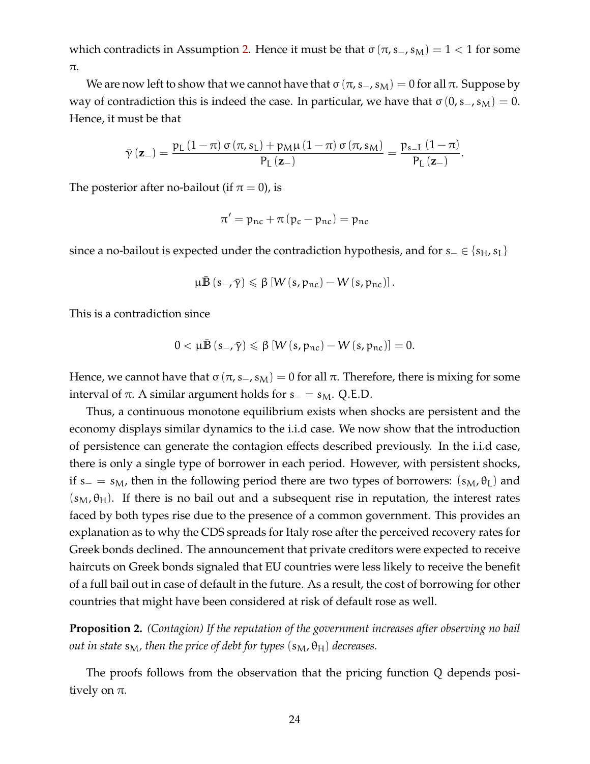which contradicts in Assumption 2. Hence it must be that $\sigma(\pi, s_-, s_M) = 1 < 1$ for some $\pi$.

We are now left to show that we cannot have that $\sigma(\pi, s_-, s_M) = 0$ for all $\pi$. Suppose by way of contradiction this is indeed the case. In particular, we have that $\sigma(0, s_-, s_M) = 0$. Hence, it must be that

$$\bar{\gamma}(\mathbf{z}_-) = \frac{p_L (1-\pi) \sigma(\pi, s_L) + p_M \mu (1-\pi) \sigma(\pi, s_M)}{P_L(\mathbf{z}_-)} = \frac{p_{s_-L}(1-\pi)}{P_L(\mathbf{z}_-)}.$$

The posterior after no-bailout (if $\pi = 0$), is

$$\pi' = p_{nc} + \pi (p_c - p_{nc}) = p_{nc}$$

since a no-bailout is expected under the contradiction hypothesis, and for $s_- \in \{s_H, s_L\}$

$$\mu \bar{B}(s_-, \bar{\gamma}) \leqslant \beta [W(s, p_{nc}) - W(s, p_{nc})].$$

This is a contradiction since

$$0 < \mu \bar{B}(s_-, \bar{\gamma}) \leqslant \beta [W(s, p_{nc}) - W(s, p_{nc})] = 0.$$

Hence, we cannot have that $\sigma(\pi, s_-, s_M) = 0$ for all $\pi$. Therefore, there is mixing for some interval of $\pi$. A similar argument holds for $s_- = s_M$. Q.E.D.

Thus, a continuous monotone equilibrium exists when shocks are persistent and the economy displays similar dynamics to the i.i.d case. We now show that the introduction of persistence can generate the contagion effects described previously. In the i.i.d case, there is only a single type of borrower in each period. However, with persistent shocks, if $s_- = s_M$, then in the following period there are two types of borrowers: $(s_M, \theta_L)$ and $(s_M, \theta_H)$. If there is no bail out and a subsequent rise in reputation, the interest rates faced by both types rise due to the presence of a common government. This provides an explanation as to why the CDS spreads for Italy rose after the perceived recovery rates for Greek bonds declined. The announcement that private creditors were expected to receive haircuts on Greek bonds signaled that EU countries were less likely to receive the benefit of a full bail out in case of default in the future. As a result, the cost of borrowing for other countries that might have been considered at risk of default rose as well.

**Proposition 2.** *(Contagion) If the reputation of the government increases after observing no bail out in state $s_M$, then the price of debt for types $(s_M, \theta_H)$ decreases.*

The proofs follows from the observation that the pricing function Q depends positively on $\pi$.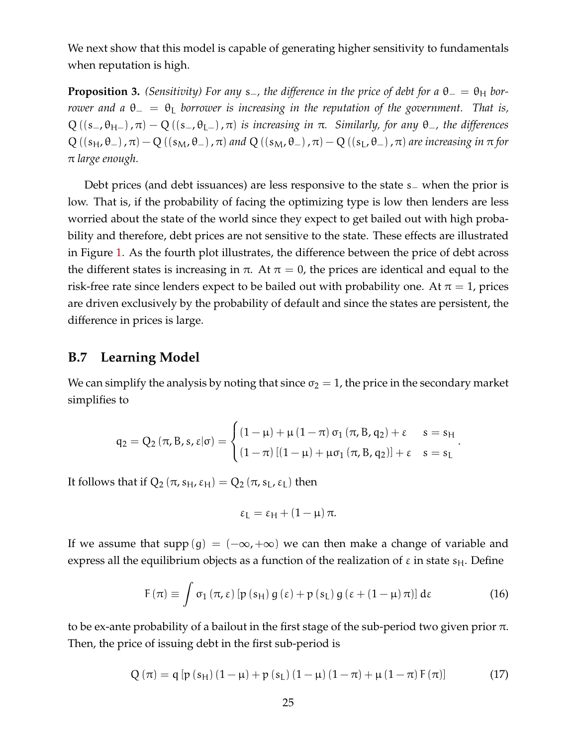We next show that this model is capable of generating higher sensitivity to fundamentals when reputation is high.

**Proposition 3.** *(Sensitivity) For any $s_-$, the difference in the price of debt for a $\theta_- = \theta_H$ borrower and a $\theta_- = \theta_L$ borrower is increasing in the reputation of the government. That is, $Q((s_-, \theta_{H-}), \pi) - Q((s_-, \theta_{L-}), \pi)$ is increasing in $\pi$. Similarly, for any $\theta_-$, the differences $Q((s_H, \theta_-), \pi) - Q((s_M, \theta_-), \pi)$ and $Q((s_M, \theta_-), \pi) - Q((s_L, \theta_-), \pi)$ are increasing in $\pi$ for $\pi$ large enough.*

Debt prices (and debt issuances) are less responsive to the state $s_-$ when the prior is low. That is, if the probability of facing the optimizing type is low then lenders are less worried about the state of the world since they expect to get bailed out with high probability and therefore, debt prices are not sensitive to the state. These effects are illustrated in Figure 1. As the fourth plot illustrates, the difference between the price of debt across the different states is increasing in $\pi$. At $\pi = 0$, the prices are identical and equal to the risk-free rate since lenders expect to be bailed out with probability one. At $\pi = 1$, prices are driven exclusively by the probability of default and since the states are persistent, the difference in prices is large.

## B.7 Learning Model

We can simplify the analysis by noting that since $\sigma_2 = 1$, the price in the secondary market simplifies to

$$q_2 = Q_2(\pi, B, s, \varepsilon|\sigma) = \begin{cases} (1-\mu) + \mu(1-\pi)\sigma_1(\pi, B, q_2) + \varepsilon & s = s_H \\ (1-\pi)[(1-\mu) + \mu\sigma_1(\pi, B, q_2)] + \varepsilon & s = s_L \end{cases}.$$

It follows that if $Q_2(\pi, s_H, \varepsilon_H) = Q_2(\pi, s_L, \varepsilon_L)$ then

$$\varepsilon_L = \varepsilon_H + (1-\mu)\pi.$$

If we assume that $\text{supp}(g) = (-\infty, +\infty)$ we can then make a change of variable and express all the equilibrium objects as a function of the realization of $\varepsilon$ in state $s_H$. Define

$$F(\pi) \equiv \int \sigma_1(\pi, \varepsilon)[p(s_H)g(\varepsilon) + p(s_L)g(\varepsilon + (1-\mu)\pi)]\,d\varepsilon \tag{16}$$

to be ex-ante probability of a bailout in the first stage of the sub-period two given prior $\pi$. Then, the price of issuing debt in the first sub-period is

$$Q(\pi) = q[p(s_H)(1-\mu) + p(s_L)(1-\mu)(1-\pi) + \mu(1-\pi)F(\pi)] \tag{17}$$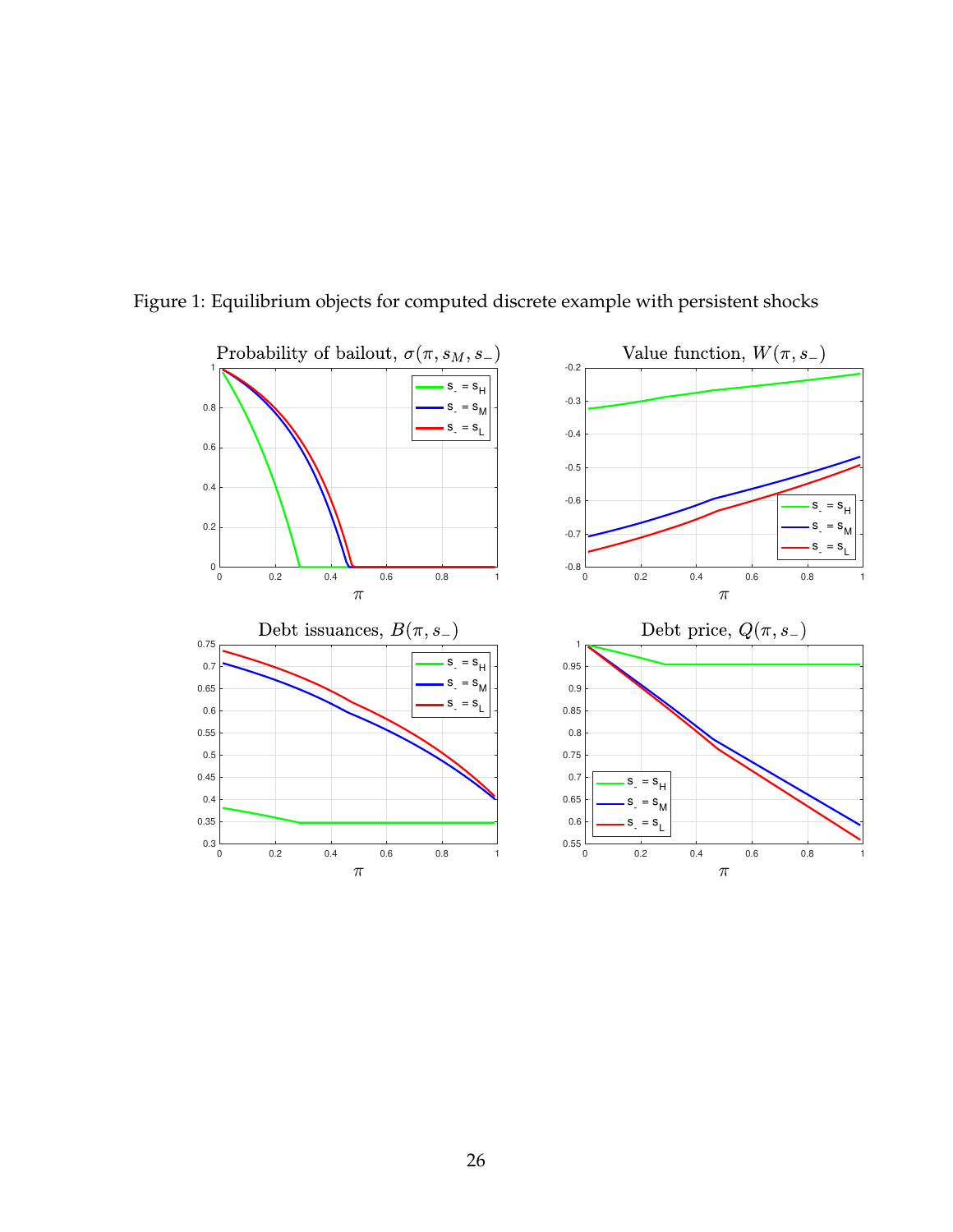Figure 1: Equilibrium objects for computed discrete example with persistent shocks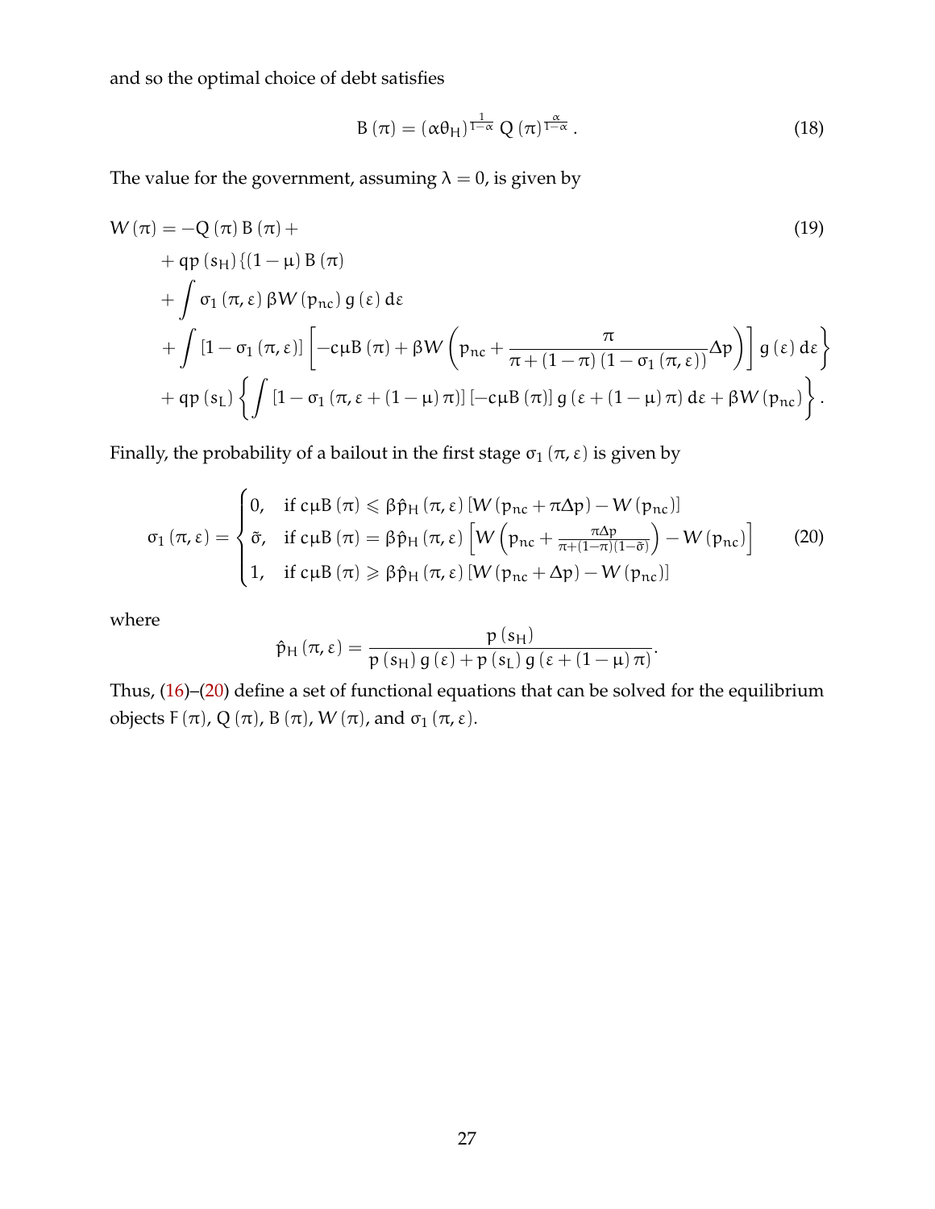and so the optimal choice of debt satisfies

$$B(\pi) = (\alpha\theta_H)^{\frac{1}{1-\alpha}} Q(\pi)^{\frac{\alpha}{1-\alpha}}. \tag{18}$$

The value for the government, assuming $\lambda = 0$, is given by

$$\begin{aligned}
W(\pi) = & -Q(\pi) B(\pi) + \\
& + qp(s_H)\{(1-\mu) B(\pi) \\
& + \int \sigma_1(\pi,\varepsilon)\beta W(p_{nc}) g(\varepsilon)\, d\varepsilon \\
& + \int [1-\sigma_1(\pi,\varepsilon)]\left[-c\mu B(\pi) + \beta W\left(p_{nc} + \frac{\pi}{\pi + (1-\pi)(1-\sigma_1(\pi,\varepsilon))}\Delta p\right)\right] g(\varepsilon)\, d\varepsilon \Bigg\} \\
& + qp(s_L)\left\{\int [1-\sigma_1(\pi,\varepsilon + (1-\mu)\pi)][-c\mu B(\pi)]\, g(\varepsilon + (1-\mu)\pi)\, d\varepsilon + \beta W(p_{nc})\right\}.
\end{aligned} \tag{19}$$

Finally, the probability of a bailout in the first stage $\sigma_1(\pi,\varepsilon)$ is given by

$$\sigma_1(\pi,\varepsilon) = \begin{cases} 0, & \text{if } c\mu B(\pi) \leqslant \beta\hat{p}_H(\pi,\varepsilon)\left[W(p_{nc} + \pi\Delta p) - W(p_{nc})\right] \\ \tilde{\sigma}, & \text{if } c\mu B(\pi) = \beta\hat{p}_H(\pi,\varepsilon)\left[W\left(p_{nc} + \frac{\pi\Delta p}{\pi + (1-\pi)(1-\tilde{\sigma})}\right) - W(p_{nc})\right] \\ 1, & \text{if } c\mu B(\pi) \geqslant \beta\hat{p}_H(\pi,\varepsilon)\left[W(p_{nc} + \Delta p) - W(p_{nc})\right] \end{cases} \tag{20}$$

where

$$\hat{p}_H(\pi,\varepsilon) = \frac{p(s_H)}{p(s_H)\, g(\varepsilon) + p(s_L)\, g(\varepsilon + (1-\mu)\pi)}.$$

Thus, (16)–(20) define a set of functional equations that can be solved for the equilibrium objects $F(\pi)$, $Q(\pi)$, $B(\pi)$, $W(\pi)$, and $\sigma_1(\pi,\varepsilon)$.